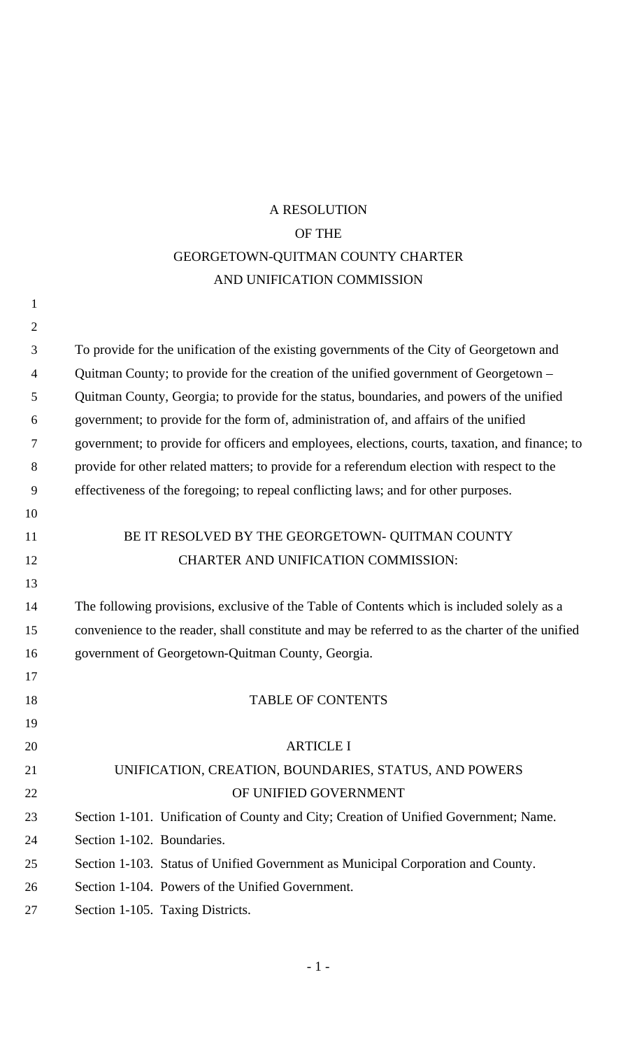# A RESOLUTION
# OF THE
# GEORGETOWN-QUITMAN COUNTY CHARTER
# AND UNIFICATION COMMISSION

To provide for the unification of the existing governments of the City of Georgetown and Quitman County; to provide for the creation of the unified government of Georgetown – Quitman County, Georgia; to provide for the status, boundaries, and powers of the unified government; to provide for the form of, administration of, and affairs of the unified government; to provide for officers and employees, elections, courts, taxation, and finance; to provide for other related matters; to provide for a referendum election with respect to the effectiveness of the foregoing; to repeal conflicting laws; and for other purposes.

BE IT RESOLVED BY THE GEORGETOWN- QUITMAN COUNTY CHARTER AND UNIFICATION COMMISSION:

The following provisions, exclusive of the Table of Contents which is included solely as a convenience to the reader, shall constitute and may be referred to as the charter of the unified government of Georgetown-Quitman County, Georgia.

## TABLE OF CONTENTS

### ARTICLE I
### UNIFICATION, CREATION, BOUNDARIES, STATUS, AND POWERS OF UNIFIED GOVERNMENT

Section 1-101. Unification of County and City; Creation of Unified Government; Name.

Section 1-102. Boundaries.

Section 1-103. Status of Unified Government as Municipal Corporation and County.

Section 1-104. Powers of the Unified Government.

Section 1-105. Taxing Districts.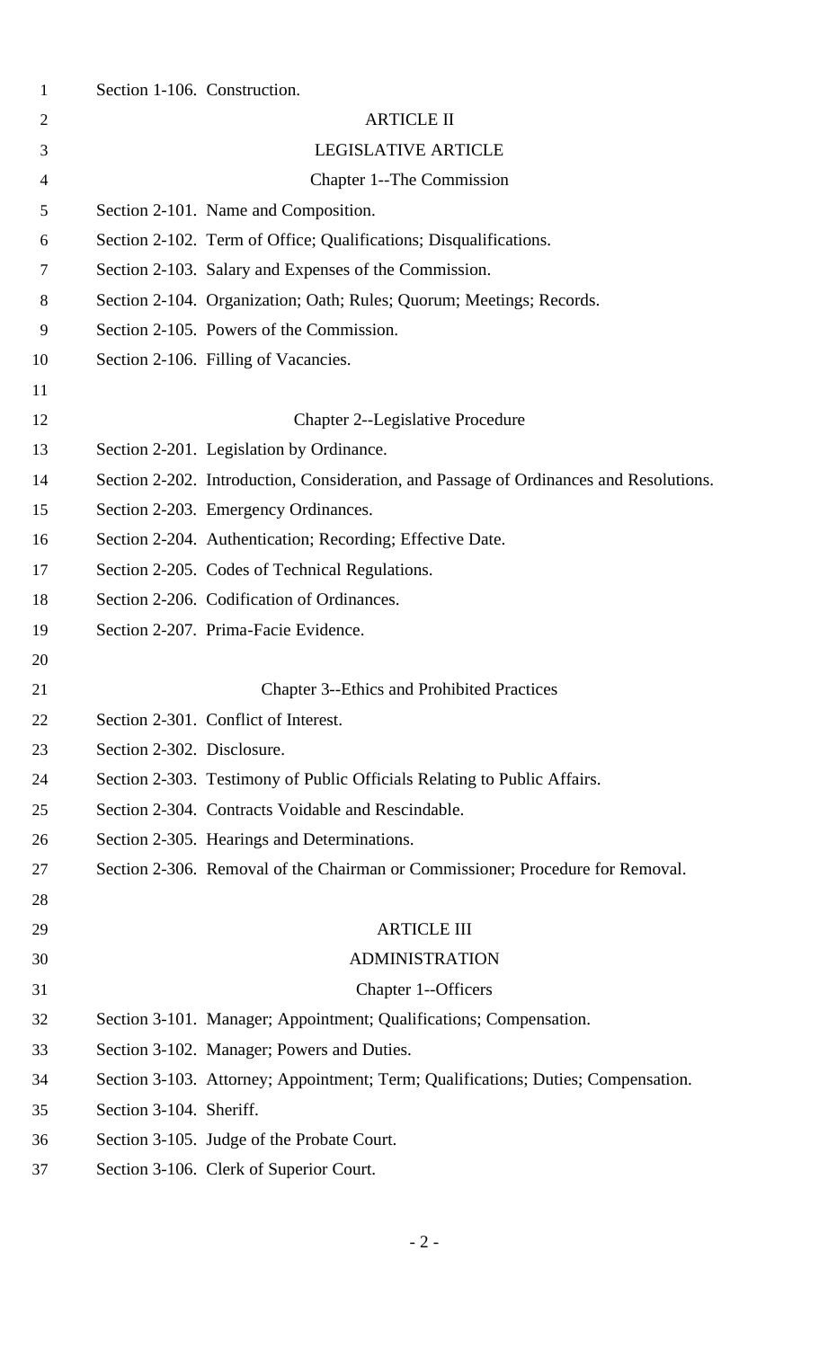Section 1-106. Construction.

ARTICLE II

LEGISLATIVE ARTICLE

Chapter 1--The Commission

Section 2-101. Name and Composition.

Section 2-102. Term of Office; Qualifications; Disqualifications.

Section 2-103. Salary and Expenses of the Commission.

Section 2-104. Organization; Oath; Rules; Quorum; Meetings; Records.

Section 2-105. Powers of the Commission.

Section 2-106. Filling of Vacancies.

Chapter 2--Legislative Procedure

Section 2-201. Legislation by Ordinance.

Section 2-202. Introduction, Consideration, and Passage of Ordinances and Resolutions.

Section 2-203. Emergency Ordinances.

Section 2-204. Authentication; Recording; Effective Date.

Section 2-205. Codes of Technical Regulations.

Section 2-206. Codification of Ordinances.

Section 2-207. Prima-Facie Evidence.

Chapter 3--Ethics and Prohibited Practices

Section 2-301. Conflict of Interest.

Section 2-302. Disclosure.

Section 2-303. Testimony of Public Officials Relating to Public Affairs.

Section 2-304. Contracts Voidable and Rescindable.

Section 2-305. Hearings and Determinations.

Section 2-306. Removal of the Chairman or Commissioner; Procedure for Removal.

ARTICLE III

ADMINISTRATION

Chapter 1--Officers

Section 3-101. Manager; Appointment; Qualifications; Compensation.

Section 3-102. Manager; Powers and Duties.

Section 3-103. Attorney; Appointment; Term; Qualifications; Duties; Compensation.

Section 3-104. Sheriff.

Section 3-105. Judge of the Probate Court.

Section 3-106. Clerk of Superior Court.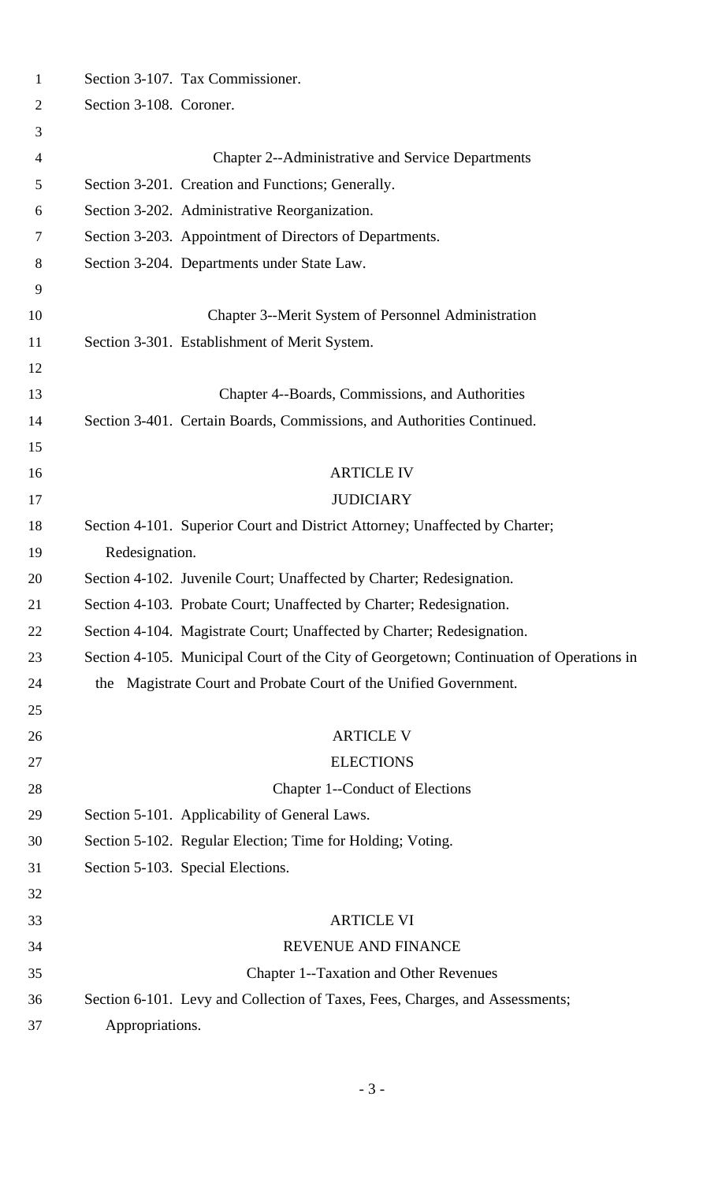Section 3-107. Tax Commissioner.

Section 3-108. Coroner.

Chapter 2--Administrative and Service Departments

Section 3-201. Creation and Functions; Generally.

Section 3-202. Administrative Reorganization.

Section 3-203. Appointment of Directors of Departments.

Section 3-204. Departments under State Law.

Chapter 3--Merit System of Personnel Administration

Section 3-301. Establishment of Merit System.

Chapter 4--Boards, Commissions, and Authorities

Section 3-401. Certain Boards, Commissions, and Authorities Continued.

ARTICLE IV

JUDICIARY

Section 4-101. Superior Court and District Attorney; Unaffected by Charter; Redesignation.

Section 4-102. Juvenile Court; Unaffected by Charter; Redesignation.

Section 4-103. Probate Court; Unaffected by Charter; Redesignation.

Section 4-104. Magistrate Court; Unaffected by Charter; Redesignation.

Section 4-105. Municipal Court of the City of Georgetown; Continuation of Operations in the Magistrate Court and Probate Court of the Unified Government.

ARTICLE V

ELECTIONS

Chapter 1--Conduct of Elections

Section 5-101. Applicability of General Laws.

Section 5-102. Regular Election; Time for Holding; Voting.

Section 5-103. Special Elections.

ARTICLE VI

REVENUE AND FINANCE

Chapter 1--Taxation and Other Revenues

Section 6-101. Levy and Collection of Taxes, Fees, Charges, and Assessments; Appropriations.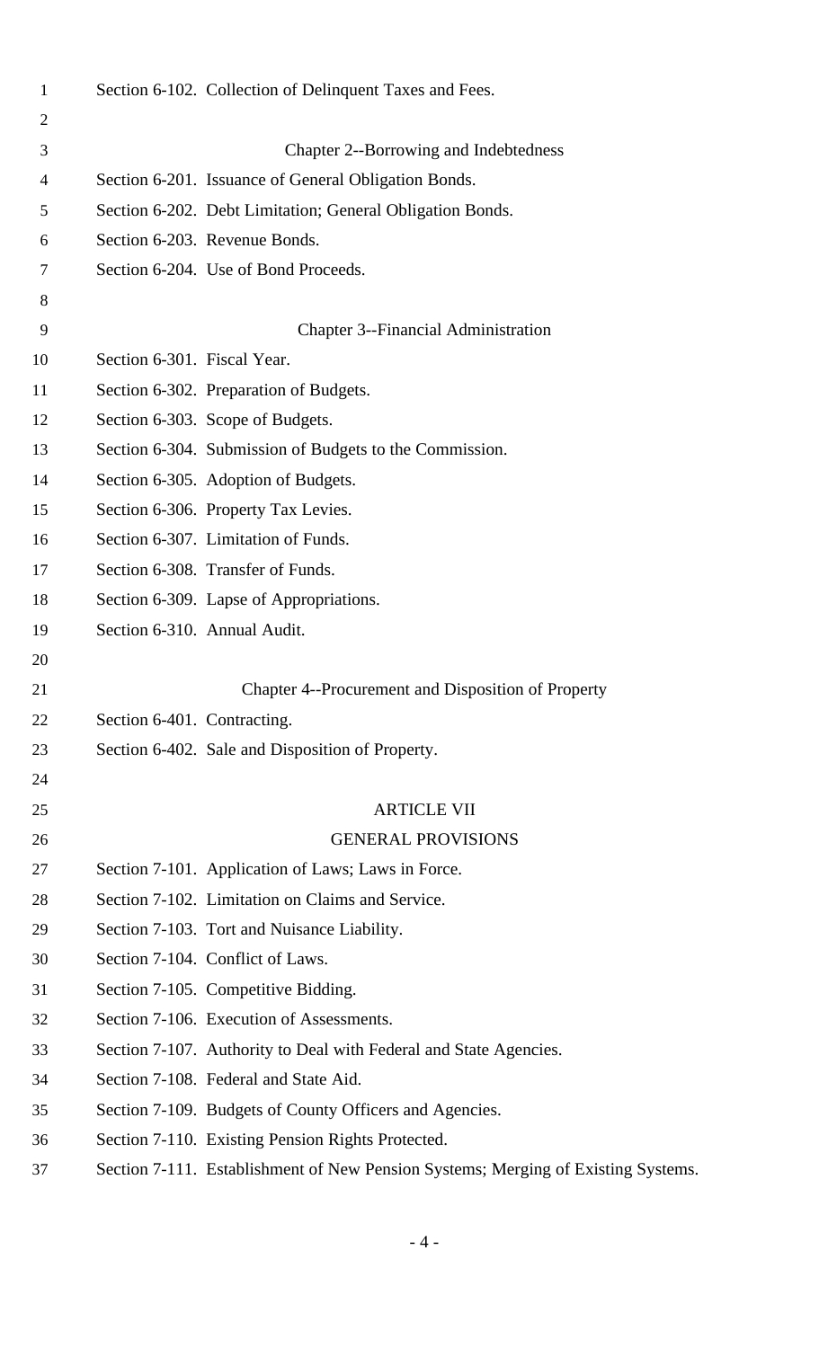Section 6-102. Collection of Delinquent Taxes and Fees.

Chapter 2--Borrowing and Indebtedness

Section 6-201. Issuance of General Obligation Bonds.

Section 6-202. Debt Limitation; General Obligation Bonds.

Section 6-203. Revenue Bonds.

Section 6-204. Use of Bond Proceeds.

Chapter 3--Financial Administration

Section 6-301. Fiscal Year.

Section 6-302. Preparation of Budgets.

Section 6-303. Scope of Budgets.

Section 6-304. Submission of Budgets to the Commission.

Section 6-305. Adoption of Budgets.

Section 6-306. Property Tax Levies.

Section 6-307. Limitation of Funds.

Section 6-308. Transfer of Funds.

Section 6-309. Lapse of Appropriations.

Section 6-310. Annual Audit.

Chapter 4--Procurement and Disposition of Property

Section 6-401. Contracting.

Section 6-402. Sale and Disposition of Property.

## ARTICLE VII
## GENERAL PROVISIONS

Section 7-101. Application of Laws; Laws in Force.

Section 7-102. Limitation on Claims and Service.

Section 7-103. Tort and Nuisance Liability.

Section 7-104. Conflict of Laws.

Section 7-105. Competitive Bidding.

Section 7-106. Execution of Assessments.

Section 7-107. Authority to Deal with Federal and State Agencies.

Section 7-108. Federal and State Aid.

Section 7-109. Budgets of County Officers and Agencies.

Section 7-110. Existing Pension Rights Protected.

Section 7-111. Establishment of New Pension Systems; Merging of Existing Systems.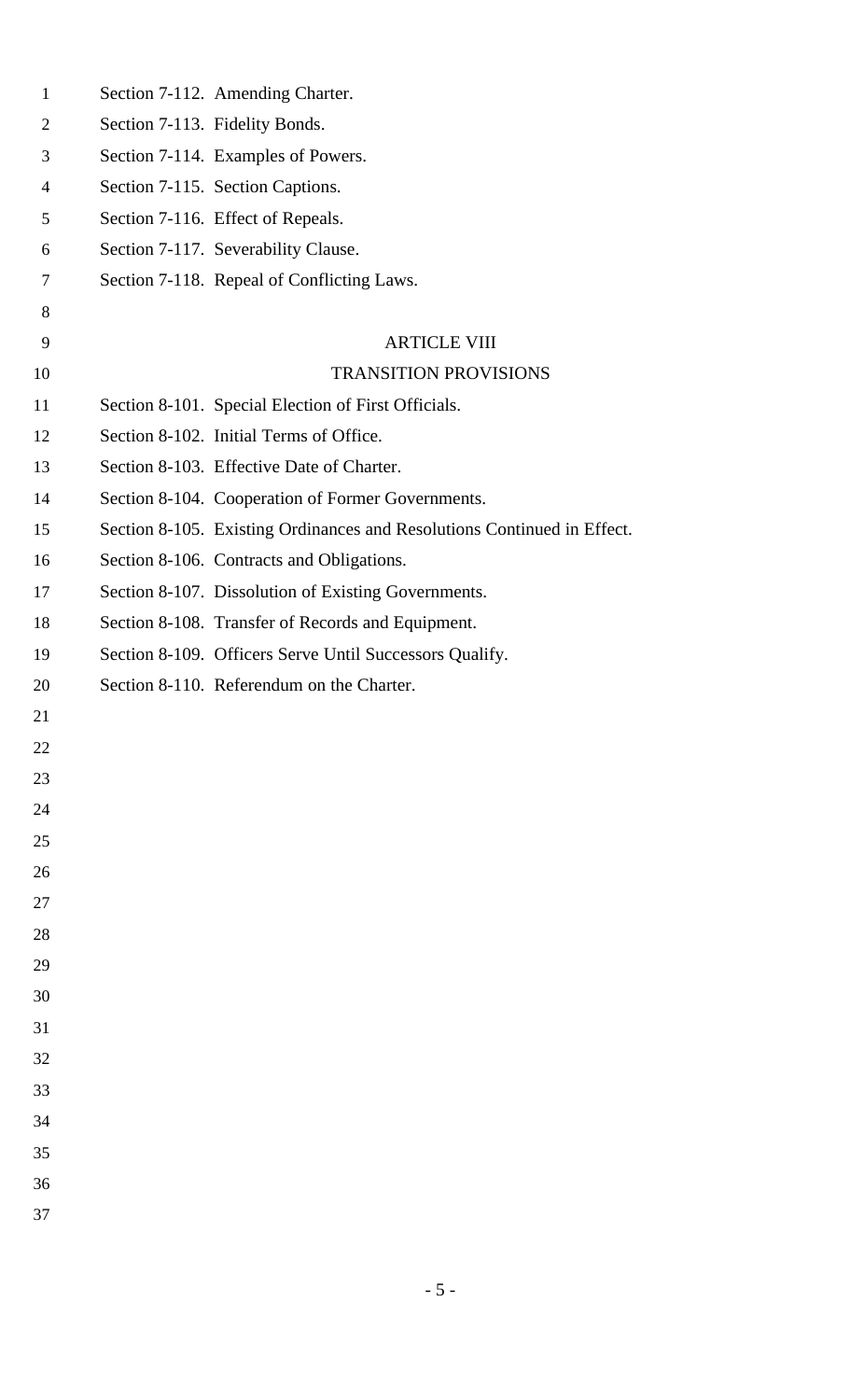Section 7-112. Amending Charter.
Section 7-113. Fidelity Bonds.
Section 7-114. Examples of Powers.
Section 7-115. Section Captions.
Section 7-116. Effect of Repeals.
Section 7-117. Severability Clause.
Section 7-118. Repeal of Conflicting Laws.

## ARTICLE VIII
## TRANSITION PROVISIONS

Section 8-101. Special Election of First Officials.
Section 8-102. Initial Terms of Office.
Section 8-103. Effective Date of Charter.
Section 8-104. Cooperation of Former Governments.
Section 8-105. Existing Ordinances and Resolutions Continued in Effect.
Section 8-106. Contracts and Obligations.
Section 8-107. Dissolution of Existing Governments.
Section 8-108. Transfer of Records and Equipment.
Section 8-109. Officers Serve Until Successors Qualify.
Section 8-110. Referendum on the Charter.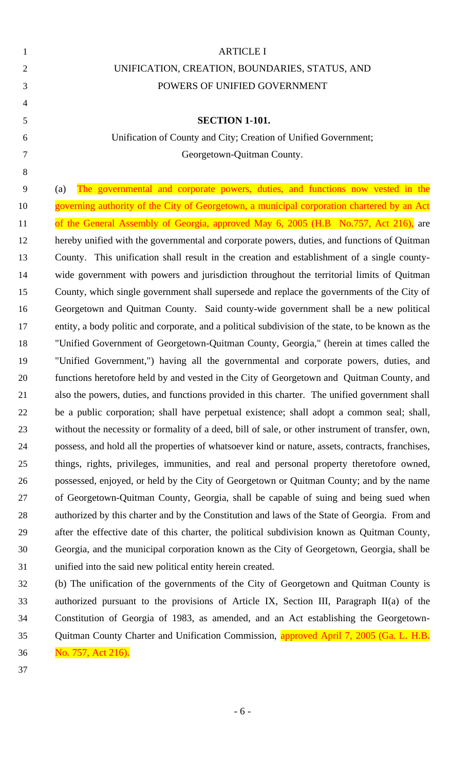# ARTICLE I

## UNIFICATION, CREATION, BOUNDARIES, STATUS, AND POWERS OF UNIFIED GOVERNMENT

### SECTION 1-101.

**Unification of County and City; Creation of Unified Government; Georgetown-Quitman County.**

(a) The governmental and corporate powers, duties, and functions now vested in the governing authority of the City of Georgetown, a municipal corporation chartered by an Act of the General Assembly of Georgia, approved May 6, 2005 (H.B No.757, Act 216), are hereby unified with the governmental and corporate powers, duties, and functions of Quitman County. This unification shall result in the creation and establishment of a single county-wide government with powers and jurisdiction throughout the territorial limits of Quitman County, which single government shall supersede and replace the governments of the City of Georgetown and Quitman County. Said county-wide government shall be a new political entity, a body politic and corporate, and a political subdivision of the state, to be known as the "Unified Government of Georgetown-Quitman County, Georgia," (herein at times called the "Unified Government,") having all the governmental and corporate powers, duties, and functions heretofore held by and vested in the City of Georgetown and Quitman County, and also the powers, duties, and functions provided in this charter. The unified government shall be a public corporation; shall have perpetual existence; shall adopt a common seal; shall, without the necessity or formality of a deed, bill of sale, or other instrument of transfer, own, possess, and hold all the properties of whatsoever kind or nature, assets, contracts, franchises, things, rights, privileges, immunities, and real and personal property theretofore owned, possessed, enjoyed, or held by the City of Georgetown or Quitman County; and by the name of Georgetown-Quitman County, Georgia, shall be capable of suing and being sued when authorized by this charter and by the Constitution and laws of the State of Georgia. From and after the effective date of this charter, the political subdivision known as Quitman County, Georgia, and the municipal corporation known as the City of Georgetown, Georgia, shall be unified into the said new political entity herein created.

(b) The unification of the governments of the City of Georgetown and Quitman County is authorized pursuant to the provisions of Article IX, Section III, Paragraph II(a) of the Constitution of Georgia of 1983, as amended, and an Act establishing the Georgetown-Quitman County Charter and Unification Commission, approved April 7, 2005 (Ga. L. H.B. No. 757, Act 216).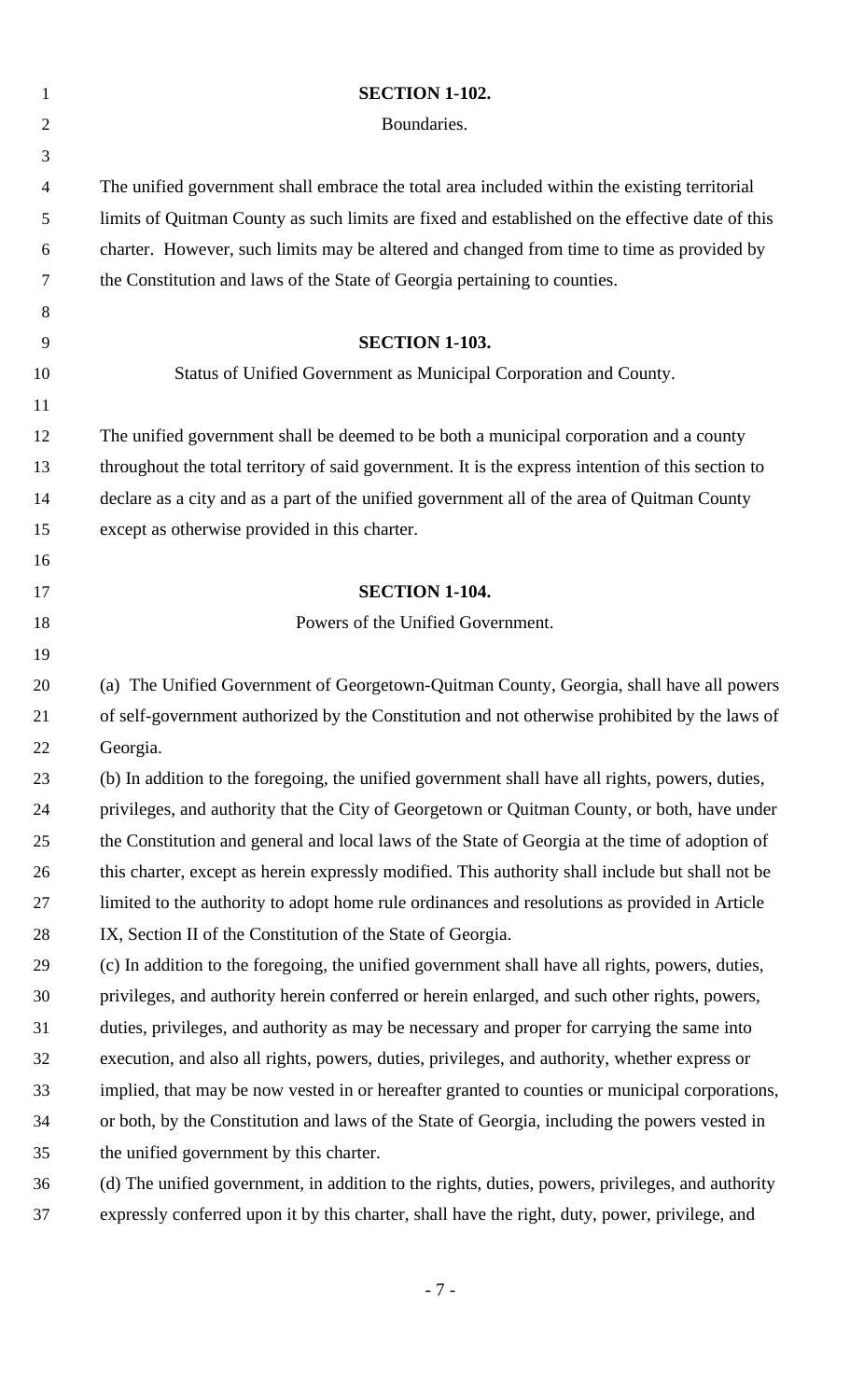**SECTION 1-102.**

Boundaries.

The unified government shall embrace the total area included within the existing territorial limits of Quitman County as such limits are fixed and established on the effective date of this charter. However, such limits may be altered and changed from time to time as provided by the Constitution and laws of the State of Georgia pertaining to counties.

**SECTION 1-103.**

Status of Unified Government as Municipal Corporation and County.

The unified government shall be deemed to be both a municipal corporation and a county throughout the total territory of said government. It is the express intention of this section to declare as a city and as a part of the unified government all of the area of Quitman County except as otherwise provided in this charter.

**SECTION 1-104.**

Powers of the Unified Government.

(a) The Unified Government of Georgetown-Quitman County, Georgia, shall have all powers of self-government authorized by the Constitution and not otherwise prohibited by the laws of Georgia.

(b) In addition to the foregoing, the unified government shall have all rights, powers, duties, privileges, and authority that the City of Georgetown or Quitman County, or both, have under the Constitution and general and local laws of the State of Georgia at the time of adoption of this charter, except as herein expressly modified. This authority shall include but shall not be limited to the authority to adopt home rule ordinances and resolutions as provided in Article IX, Section II of the Constitution of the State of Georgia.

(c) In addition to the foregoing, the unified government shall have all rights, powers, duties, privileges, and authority herein conferred or herein enlarged, and such other rights, powers, duties, privileges, and authority as may be necessary and proper for carrying the same into execution, and also all rights, powers, duties, privileges, and authority, whether express or implied, that may be now vested in or hereafter granted to counties or municipal corporations, or both, by the Constitution and laws of the State of Georgia, including the powers vested in the unified government by this charter.

(d) The unified government, in addition to the rights, duties, powers, privileges, and authority expressly conferred upon it by this charter, shall have the right, duty, power, privilege, and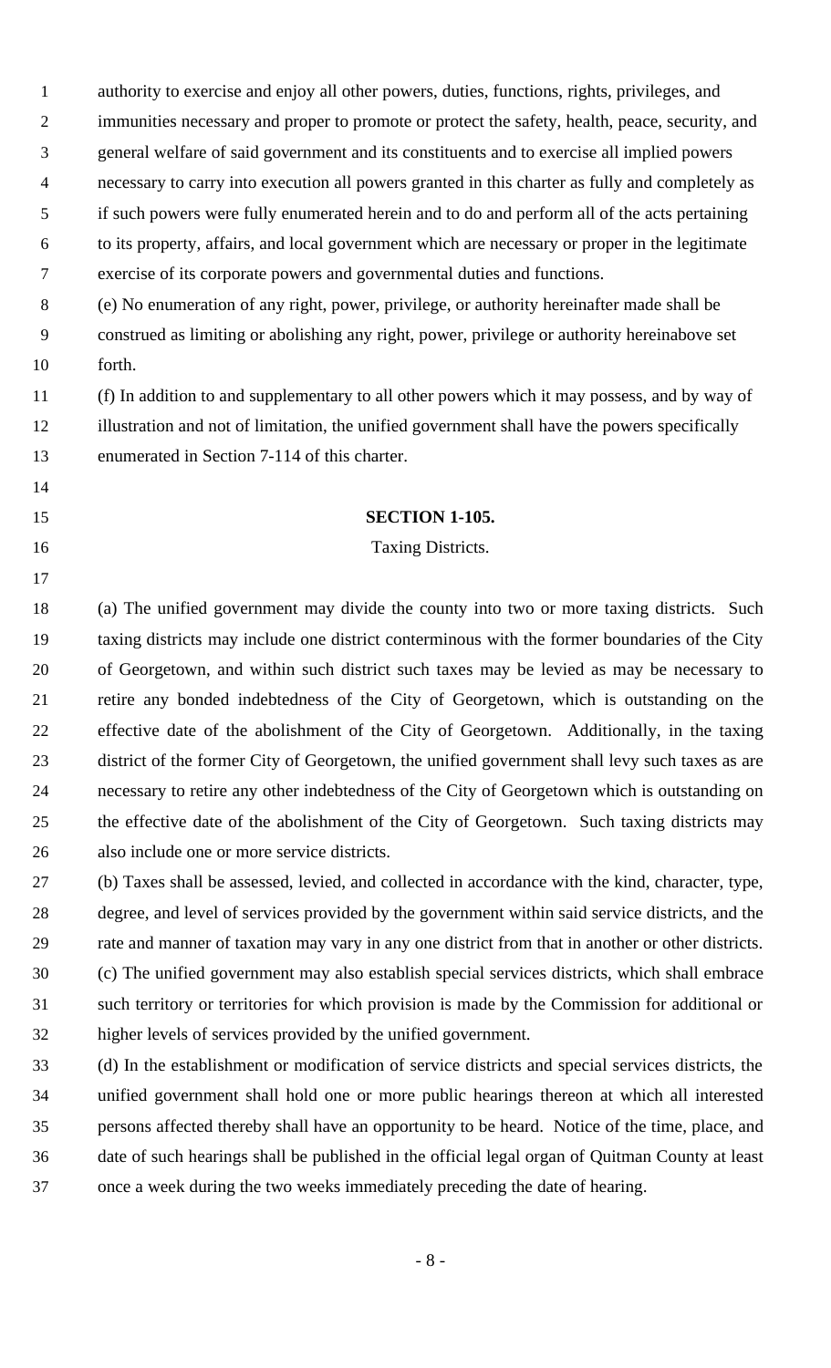authority to exercise and enjoy all other powers, duties, functions, rights, privileges, and immunities necessary and proper to promote or protect the safety, health, peace, security, and general welfare of said government and its constituents and to exercise all implied powers necessary to carry into execution all powers granted in this charter as fully and completely as if such powers were fully enumerated herein and to do and perform all of the acts pertaining to its property, affairs, and local government which are necessary or proper in the legitimate exercise of its corporate powers and governmental duties and functions.

(e) No enumeration of any right, power, privilege, or authority hereinafter made shall be construed as limiting or abolishing any right, power, privilege or authority hereinabove set forth.

(f) In addition to and supplementary to all other powers which it may possess, and by way of illustration and not of limitation, the unified government shall have the powers specifically enumerated in Section 7-114 of this charter.

## SECTION 1-105.

Taxing Districts.

(a) The unified government may divide the county into two or more taxing districts. Such taxing districts may include one district conterminous with the former boundaries of the City of Georgetown, and within such district such taxes may be levied as may be necessary to retire any bonded indebtedness of the City of Georgetown, which is outstanding on the effective date of the abolishment of the City of Georgetown. Additionally, in the taxing district of the former City of Georgetown, the unified government shall levy such taxes as are necessary to retire any other indebtedness of the City of Georgetown which is outstanding on the effective date of the abolishment of the City of Georgetown. Such taxing districts may also include one or more service districts.

(b) Taxes shall be assessed, levied, and collected in accordance with the kind, character, type, degree, and level of services provided by the government within said service districts, and the rate and manner of taxation may vary in any one district from that in another or other districts.

(c) The unified government may also establish special services districts, which shall embrace such territory or territories for which provision is made by the Commission for additional or higher levels of services provided by the unified government.

(d) In the establishment or modification of service districts and special services districts, the unified government shall hold one or more public hearings thereon at which all interested persons affected thereby shall have an opportunity to be heard. Notice of the time, place, and date of such hearings shall be published in the official legal organ of Quitman County at least once a week during the two weeks immediately preceding the date of hearing.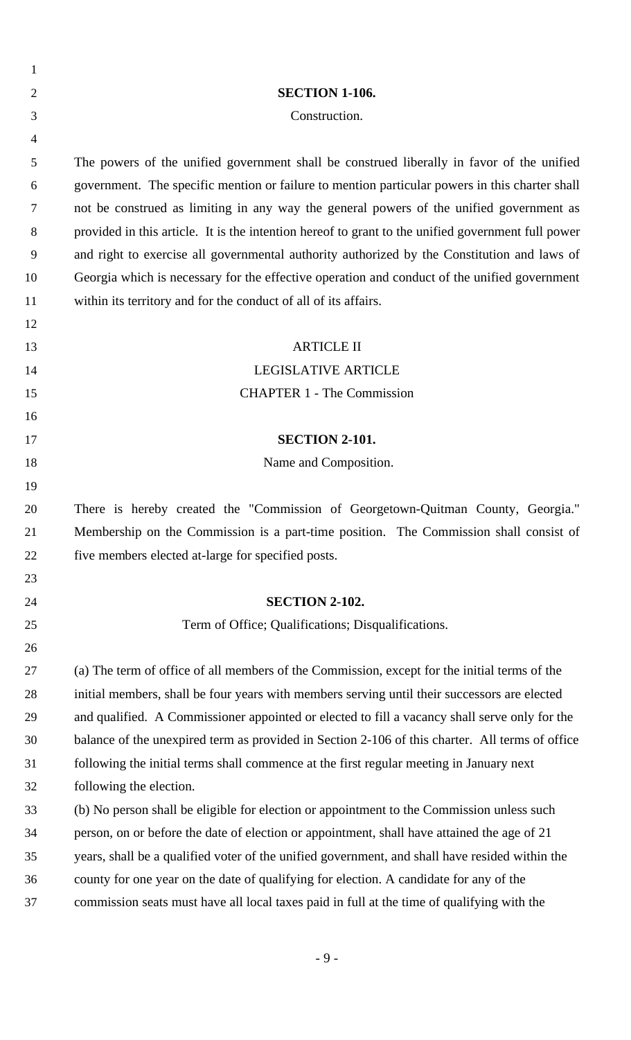**SECTION 1-106.**

Construction.

The powers of the unified government shall be construed liberally in favor of the unified government. The specific mention or failure to mention particular powers in this charter shall not be construed as limiting in any way the general powers of the unified government as provided in this article. It is the intention hereof to grant to the unified government full power and right to exercise all governmental authority authorized by the Constitution and laws of Georgia which is necessary for the effective operation and conduct of the unified government within its territory and for the conduct of all of its affairs.

ARTICLE II

LEGISLATIVE ARTICLE

CHAPTER 1 - The Commission

**SECTION 2-101.**

Name and Composition.

There is hereby created the "Commission of Georgetown-Quitman County, Georgia." Membership on the Commission is a part-time position. The Commission shall consist of five members elected at-large for specified posts.

**SECTION 2-102.**

Term of Office; Qualifications; Disqualifications.

(a) The term of office of all members of the Commission, except for the initial terms of the initial members, shall be four years with members serving until their successors are elected and qualified. A Commissioner appointed or elected to fill a vacancy shall serve only for the balance of the unexpired term as provided in Section 2-106 of this charter. All terms of office following the initial terms shall commence at the first regular meeting in January next following the election.

(b) No person shall be eligible for election or appointment to the Commission unless such person, on or before the date of election or appointment, shall have attained the age of 21 years, shall be a qualified voter of the unified government, and shall have resided within the county for one year on the date of qualifying for election. A candidate for any of the commission seats must have all local taxes paid in full at the time of qualifying with the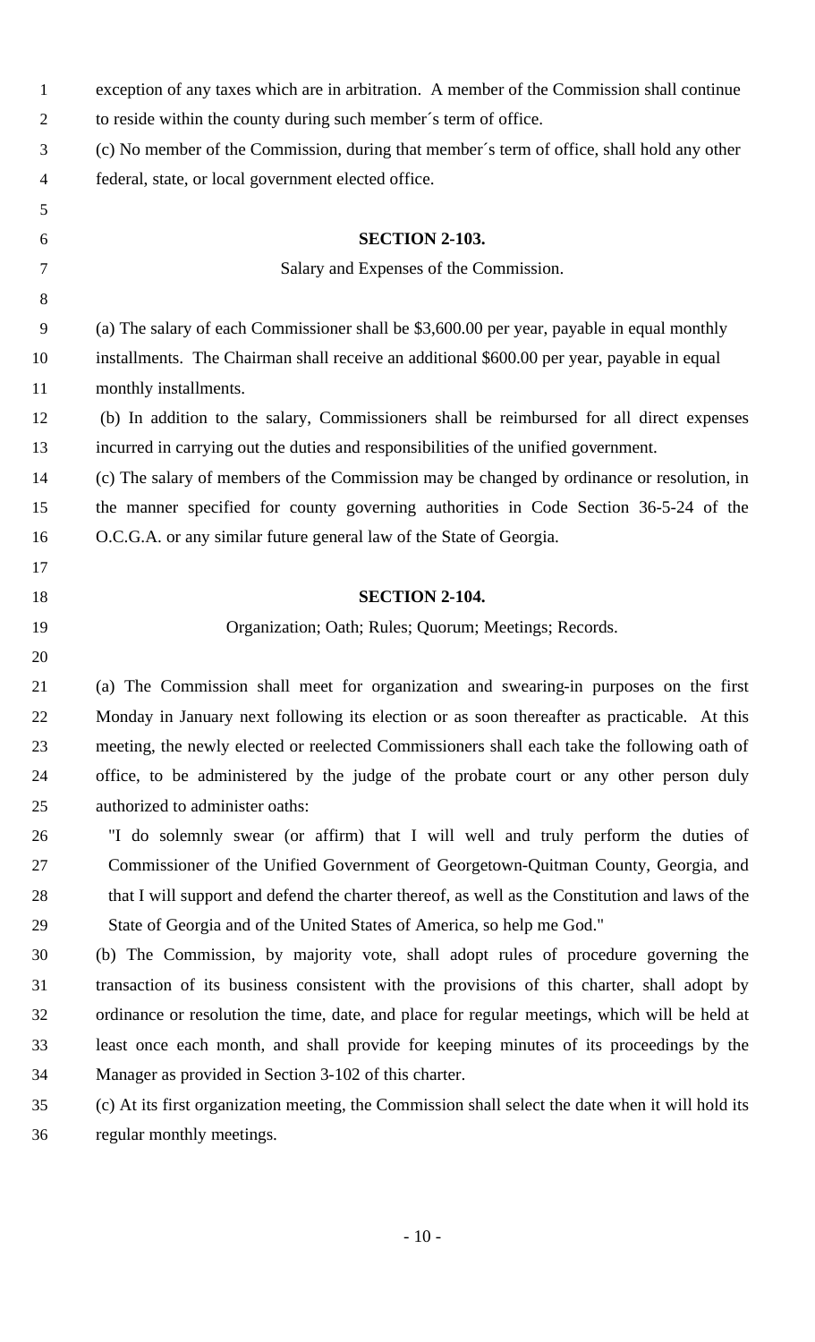exception of any taxes which are in arbitration. A member of the Commission shall continue to reside within the county during such member´s term of office.

(c) No member of the Commission, during that member´s term of office, shall hold any other federal, state, or local government elected office.

**SECTION 2-103.**

Salary and Expenses of the Commission.

(a) The salary of each Commissioner shall be $3,600.00 per year, payable in equal monthly installments. The Chairman shall receive an additional $600.00 per year, payable in equal monthly installments.

(b) In addition to the salary, Commissioners shall be reimbursed for all direct expenses incurred in carrying out the duties and responsibilities of the unified government.

(c) The salary of members of the Commission may be changed by ordinance or resolution, in the manner specified for county governing authorities in Code Section 36-5-24 of the O.C.G.A. or any similar future general law of the State of Georgia.

**SECTION 2-104.**

Organization; Oath; Rules; Quorum; Meetings; Records.

(a) The Commission shall meet for organization and swearing-in purposes on the first Monday in January next following its election or as soon thereafter as practicable. At this meeting, the newly elected or reelected Commissioners shall each take the following oath of office, to be administered by the judge of the probate court or any other person duly authorized to administer oaths:

"I do solemnly swear (or affirm) that I will well and truly perform the duties of Commissioner of the Unified Government of Georgetown-Quitman County, Georgia, and that I will support and defend the charter thereof, as well as the Constitution and laws of the State of Georgia and of the United States of America, so help me God."

(b) The Commission, by majority vote, shall adopt rules of procedure governing the transaction of its business consistent with the provisions of this charter, shall adopt by ordinance or resolution the time, date, and place for regular meetings, which will be held at least once each month, and shall provide for keeping minutes of its proceedings by the Manager as provided in Section 3-102 of this charter.

(c) At its first organization meeting, the Commission shall select the date when it will hold its regular monthly meetings.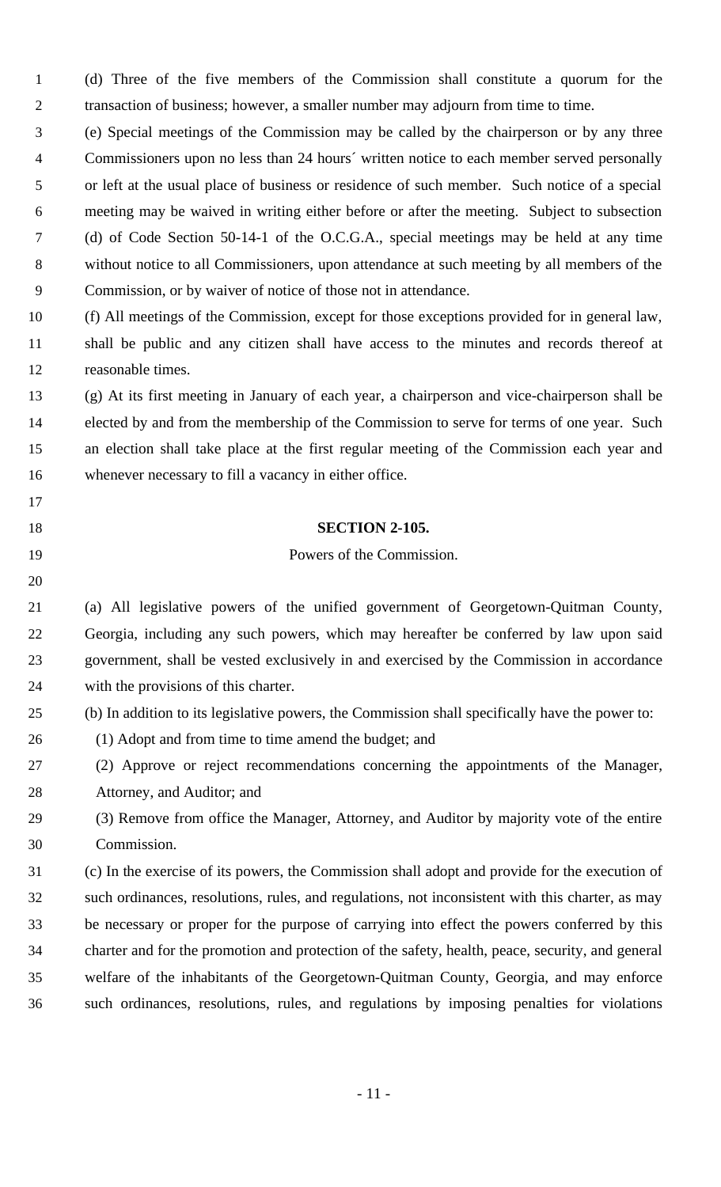(d) Three of the five members of the Commission shall constitute a quorum for the transaction of business; however, a smaller number may adjourn from time to time.

(e) Special meetings of the Commission may be called by the chairperson or by any three Commissioners upon no less than 24 hours´ written notice to each member served personally or left at the usual place of business or residence of such member. Such notice of a special meeting may be waived in writing either before or after the meeting. Subject to subsection (d) of Code Section 50-14-1 of the O.C.G.A., special meetings may be held at any time without notice to all Commissioners, upon attendance at such meeting by all members of the Commission, or by waiver of notice of those not in attendance.

(f) All meetings of the Commission, except for those exceptions provided for in general law, shall be public and any citizen shall have access to the minutes and records thereof at reasonable times.

(g) At its first meeting in January of each year, a chairperson and vice-chairperson shall be elected by and from the membership of the Commission to serve for terms of one year. Such an election shall take place at the first regular meeting of the Commission each year and whenever necessary to fill a vacancy in either office.

## SECTION 2-105.

Powers of the Commission.

(a) All legislative powers of the unified government of Georgetown-Quitman County, Georgia, including any such powers, which may hereafter be conferred by law upon said government, shall be vested exclusively in and exercised by the Commission in accordance with the provisions of this charter.

(b) In addition to its legislative powers, the Commission shall specifically have the power to:

(1) Adopt and from time to time amend the budget; and

(2) Approve or reject recommendations concerning the appointments of the Manager, Attorney, and Auditor; and

(3) Remove from office the Manager, Attorney, and Auditor by majority vote of the entire Commission.

(c) In the exercise of its powers, the Commission shall adopt and provide for the execution of such ordinances, resolutions, rules, and regulations, not inconsistent with this charter, as may be necessary or proper for the purpose of carrying into effect the powers conferred by this charter and for the promotion and protection of the safety, health, peace, security, and general welfare of the inhabitants of the Georgetown-Quitman County, Georgia, and may enforce such ordinances, resolutions, rules, and regulations by imposing penalties for violations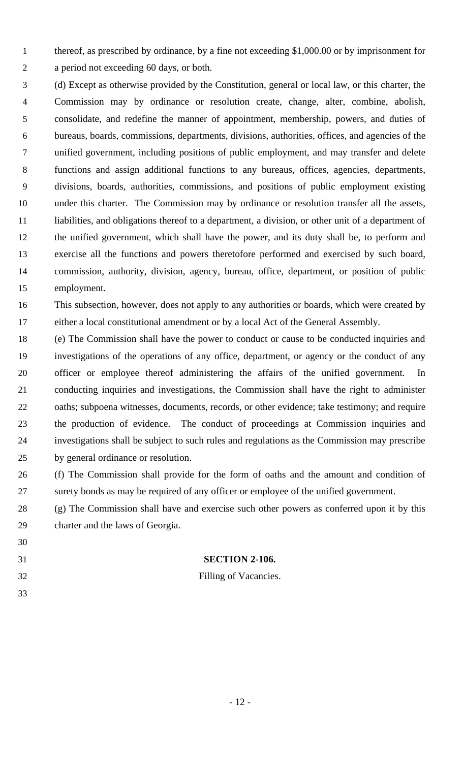thereof, as prescribed by ordinance, by a fine not exceeding $1,000.00 or by imprisonment for a period not exceeding 60 days, or both.

(d) Except as otherwise provided by the Constitution, general or local law, or this charter, the Commission may by ordinance or resolution create, change, alter, combine, abolish, consolidate, and redefine the manner of appointment, membership, powers, and duties of bureaus, boards, commissions, departments, divisions, authorities, offices, and agencies of the unified government, including positions of public employment, and may transfer and delete functions and assign additional functions to any bureaus, offices, agencies, departments, divisions, boards, authorities, commissions, and positions of public employment existing under this charter. The Commission may by ordinance or resolution transfer all the assets, liabilities, and obligations thereof to a department, a division, or other unit of a department of the unified government, which shall have the power, and its duty shall be, to perform and exercise all the functions and powers theretofore performed and exercised by such board, commission, authority, division, agency, bureau, office, department, or position of public employment.

This subsection, however, does not apply to any authorities or boards, which were created by either a local constitutional amendment or by a local Act of the General Assembly.

(e) The Commission shall have the power to conduct or cause to be conducted inquiries and investigations of the operations of any office, department, or agency or the conduct of any officer or employee thereof administering the affairs of the unified government. In conducting inquiries and investigations, the Commission shall have the right to administer oaths; subpoena witnesses, documents, records, or other evidence; take testimony; and require the production of evidence. The conduct of proceedings at Commission inquiries and investigations shall be subject to such rules and regulations as the Commission may prescribe by general ordinance or resolution.

(f) The Commission shall provide for the form of oaths and the amount and condition of surety bonds as may be required of any officer or employee of the unified government.

(g) The Commission shall have and exercise such other powers as conferred upon it by this charter and the laws of Georgia.

**SECTION 2-106.**

Filling of Vacancies.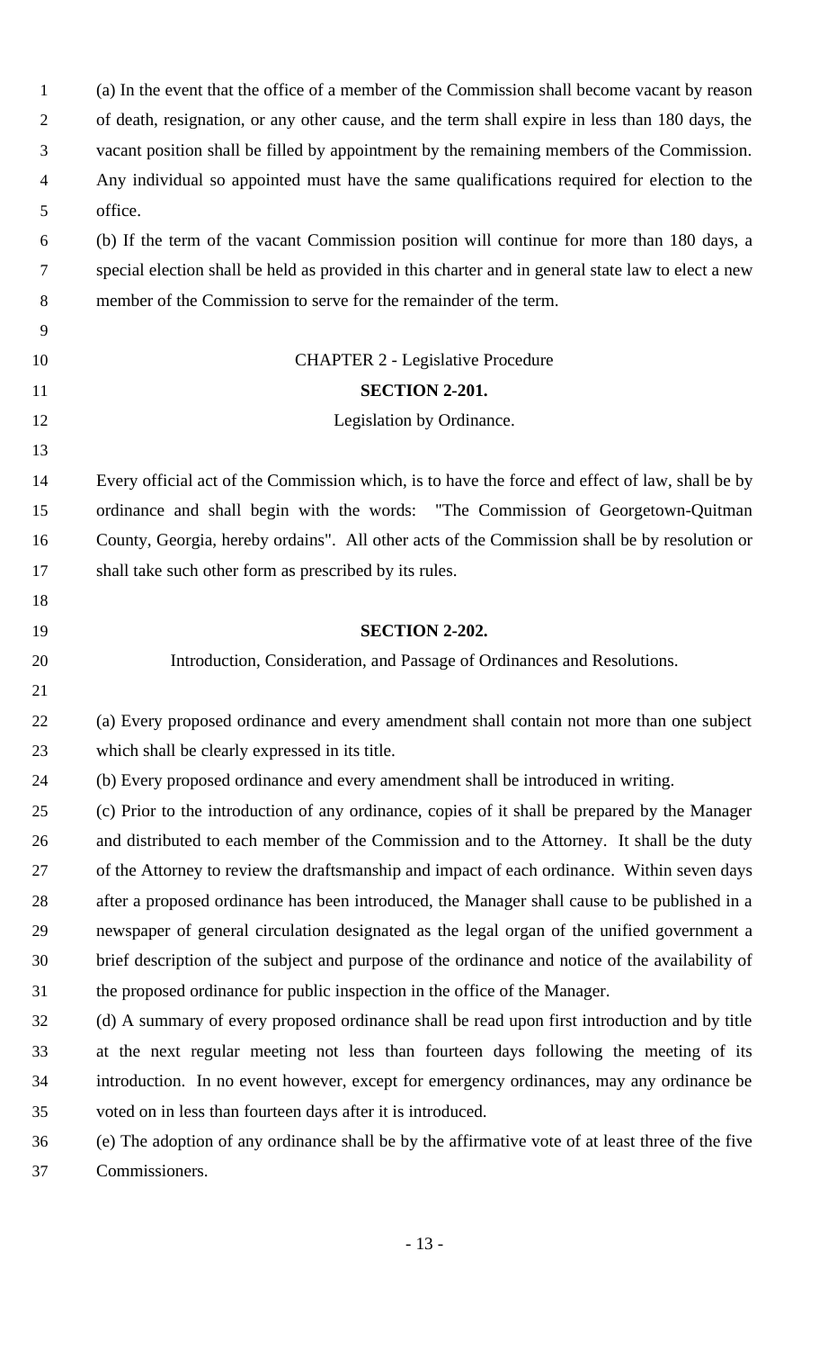(a) In the event that the office of a member of the Commission shall become vacant by reason of death, resignation, or any other cause, and the term shall expire in less than 180 days, the vacant position shall be filled by appointment by the remaining members of the Commission. Any individual so appointed must have the same qualifications required for election to the office.

(b) If the term of the vacant Commission position will continue for more than 180 days, a special election shall be held as provided in this charter and in general state law to elect a new member of the Commission to serve for the remainder of the term.

## CHAPTER 2 - Legislative Procedure

### SECTION 2-201.

Legislation by Ordinance.

Every official act of the Commission which, is to have the force and effect of law, shall be by ordinance and shall begin with the words: "The Commission of Georgetown-Quitman County, Georgia, hereby ordains". All other acts of the Commission shall be by resolution or shall take such other form as prescribed by its rules.

### SECTION 2-202.

Introduction, Consideration, and Passage of Ordinances and Resolutions.

(a) Every proposed ordinance and every amendment shall contain not more than one subject which shall be clearly expressed in its title.

(b) Every proposed ordinance and every amendment shall be introduced in writing.

(c) Prior to the introduction of any ordinance, copies of it shall be prepared by the Manager and distributed to each member of the Commission and to the Attorney. It shall be the duty of the Attorney to review the draftsmanship and impact of each ordinance. Within seven days after a proposed ordinance has been introduced, the Manager shall cause to be published in a newspaper of general circulation designated as the legal organ of the unified government a brief description of the subject and purpose of the ordinance and notice of the availability of the proposed ordinance for public inspection in the office of the Manager.

(d) A summary of every proposed ordinance shall be read upon first introduction and by title at the next regular meeting not less than fourteen days following the meeting of its introduction. In no event however, except for emergency ordinances, may any ordinance be voted on in less than fourteen days after it is introduced.

(e) The adoption of any ordinance shall be by the affirmative vote of at least three of the five Commissioners.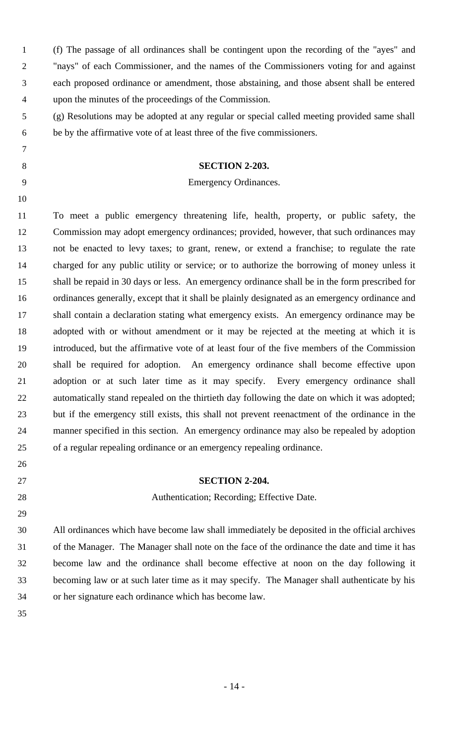(f) The passage of all ordinances shall be contingent upon the recording of the "ayes" and "nays" of each Commissioner, and the names of the Commissioners voting for and against each proposed ordinance or amendment, those abstaining, and those absent shall be entered upon the minutes of the proceedings of the Commission.

(g) Resolutions may be adopted at any regular or special called meeting provided same shall be by the affirmative vote of at least three of the five commissioners.

## SECTION 2-203.

Emergency Ordinances.

To meet a public emergency threatening life, health, property, or public safety, the Commission may adopt emergency ordinances; provided, however, that such ordinances may not be enacted to levy taxes; to grant, renew, or extend a franchise; to regulate the rate charged for any public utility or service; or to authorize the borrowing of money unless it shall be repaid in 30 days or less. An emergency ordinance shall be in the form prescribed for ordinances generally, except that it shall be plainly designated as an emergency ordinance and shall contain a declaration stating what emergency exists. An emergency ordinance may be adopted with or without amendment or it may be rejected at the meeting at which it is introduced, but the affirmative vote of at least four of the five members of the Commission shall be required for adoption. An emergency ordinance shall become effective upon adoption or at such later time as it may specify. Every emergency ordinance shall automatically stand repealed on the thirtieth day following the date on which it was adopted; but if the emergency still exists, this shall not prevent reenactment of the ordinance in the manner specified in this section. An emergency ordinance may also be repealed by adoption of a regular repealing ordinance or an emergency repealing ordinance.

## SECTION 2-204.

Authentication; Recording; Effective Date.

All ordinances which have become law shall immediately be deposited in the official archives of the Manager. The Manager shall note on the face of the ordinance the date and time it has become law and the ordinance shall become effective at noon on the day following it becoming law or at such later time as it may specify. The Manager shall authenticate by his or her signature each ordinance which has become law.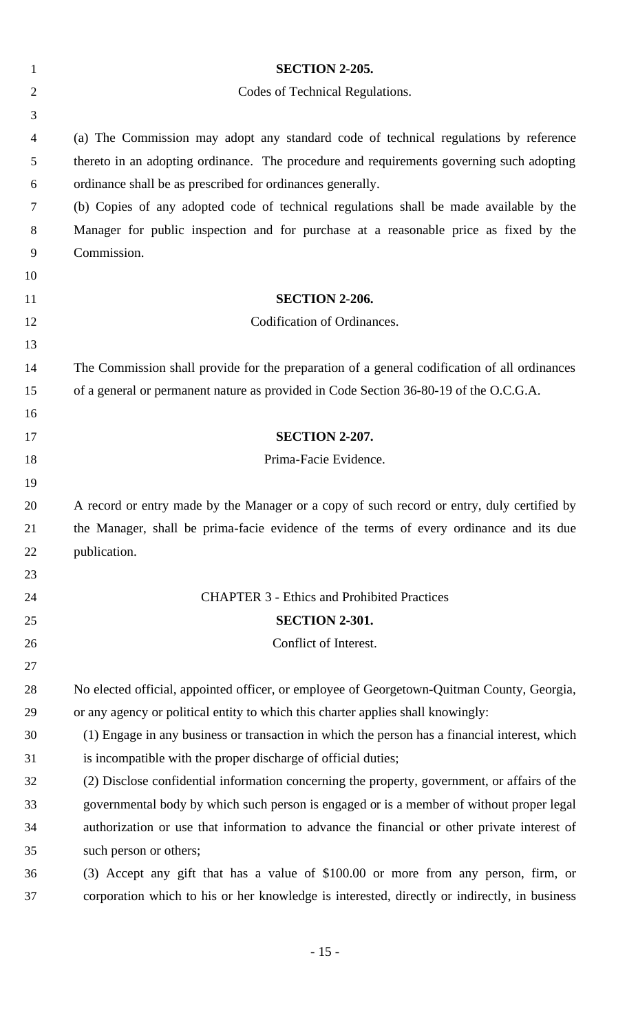**SECTION 2-205.**

Codes of Technical Regulations.

(a) The Commission may adopt any standard code of technical regulations by reference thereto in an adopting ordinance. The procedure and requirements governing such adopting ordinance shall be as prescribed for ordinances generally.

(b) Copies of any adopted code of technical regulations shall be made available by the Manager for public inspection and for purchase at a reasonable price as fixed by the Commission.

**SECTION 2-206.**

Codification of Ordinances.

The Commission shall provide for the preparation of a general codification of all ordinances of a general or permanent nature as provided in Code Section 36-80-19 of the O.C.G.A.

**SECTION 2-207.**

Prima-Facie Evidence.

A record or entry made by the Manager or a copy of such record or entry, duly certified by the Manager, shall be prima-facie evidence of the terms of every ordinance and its due publication.

CHAPTER 3 - Ethics and Prohibited Practices

**SECTION 2-301.**

Conflict of Interest.

No elected official, appointed officer, or employee of Georgetown-Quitman County, Georgia, or any agency or political entity to which this charter applies shall knowingly:

(1) Engage in any business or transaction in which the person has a financial interest, which is incompatible with the proper discharge of official duties;

(2) Disclose confidential information concerning the property, government, or affairs of the governmental body by which such person is engaged or is a member of without proper legal authorization or use that information to advance the financial or other private interest of such person or others;

(3) Accept any gift that has a value of $100.00 or more from any person, firm, or corporation which to his or her knowledge is interested, directly or indirectly, in business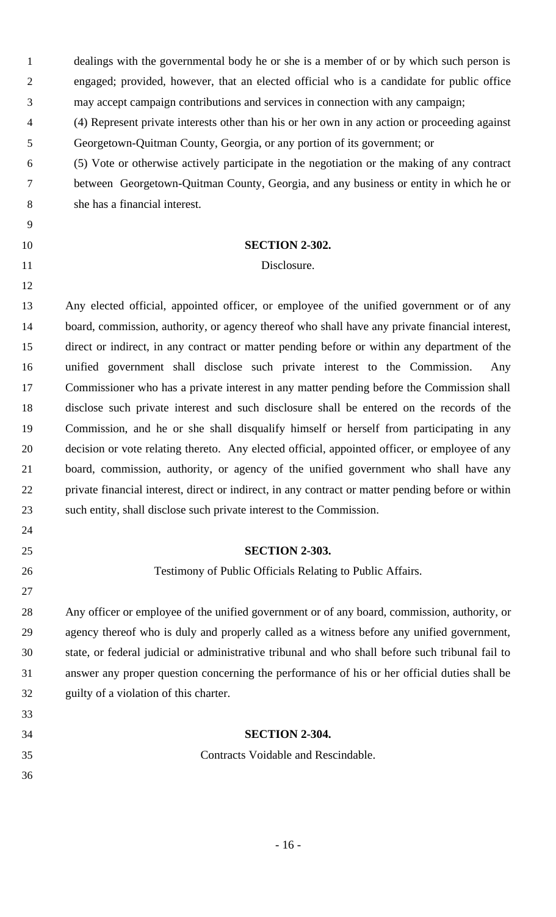dealings with the governmental body he or she is a member of or by which such person is engaged; provided, however, that an elected official who is a candidate for public office may accept campaign contributions and services in connection with any campaign;

(4) Represent private interests other than his or her own in any action or proceeding against Georgetown-Quitman County, Georgia, or any portion of its government; or

(5) Vote or otherwise actively participate in the negotiation or the making of any contract between Georgetown-Quitman County, Georgia, and any business or entity in which he or she has a financial interest.

**SECTION 2-302.**

Disclosure.

Any elected official, appointed officer, or employee of the unified government or of any board, commission, authority, or agency thereof who shall have any private financial interest, direct or indirect, in any contract or matter pending before or within any department of the unified government shall disclose such private interest to the Commission. Any Commissioner who has a private interest in any matter pending before the Commission shall disclose such private interest and such disclosure shall be entered on the records of the Commission, and he or she shall disqualify himself or herself from participating in any decision or vote relating thereto. Any elected official, appointed officer, or employee of any board, commission, authority, or agency of the unified government who shall have any private financial interest, direct or indirect, in any contract or matter pending before or within such entity, shall disclose such private interest to the Commission.

**SECTION 2-303.**

Testimony of Public Officials Relating to Public Affairs.

Any officer or employee of the unified government or of any board, commission, authority, or agency thereof who is duly and properly called as a witness before any unified government, state, or federal judicial or administrative tribunal and who shall before such tribunal fail to answer any proper question concerning the performance of his or her official duties shall be guilty of a violation of this charter.

**SECTION 2-304.**

Contracts Voidable and Rescindable.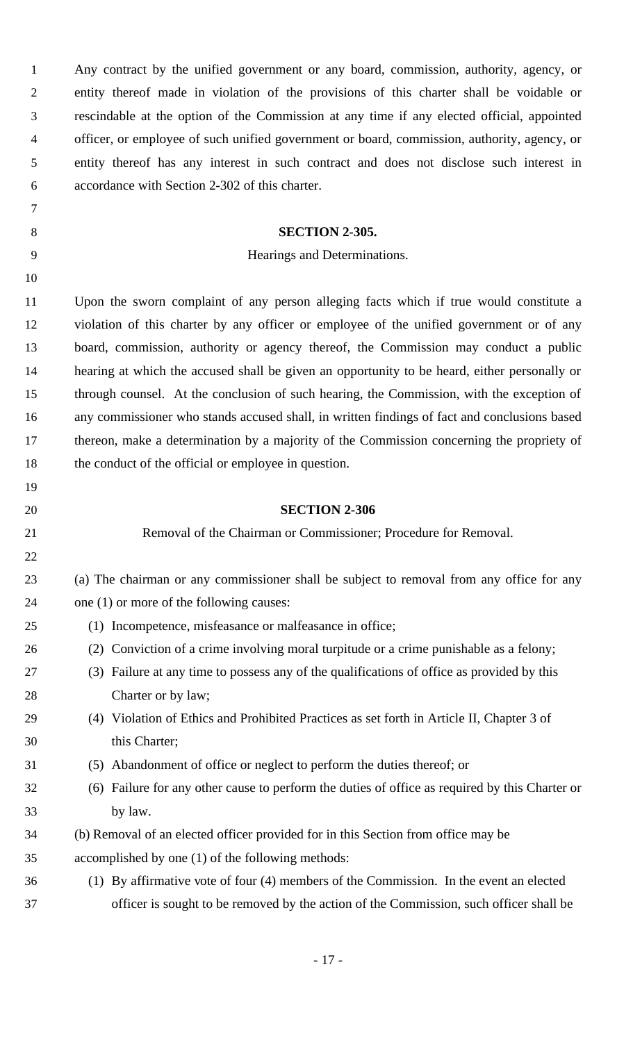Any contract by the unified government or any board, commission, authority, agency, or entity thereof made in violation of the provisions of this charter shall be voidable or rescindable at the option of the Commission at any time if any elected official, appointed officer, or employee of such unified government or board, commission, authority, agency, or entity thereof has any interest in such contract and does not disclose such interest in accordance with Section 2-302 of this charter.

**SECTION 2-305.**

Hearings and Determinations.

Upon the sworn complaint of any person alleging facts which if true would constitute a violation of this charter by any officer or employee of the unified government or of any board, commission, authority or agency thereof, the Commission may conduct a public hearing at which the accused shall be given an opportunity to be heard, either personally or through counsel. At the conclusion of such hearing, the Commission, with the exception of any commissioner who stands accused shall, in written findings of fact and conclusions based thereon, make a determination by a majority of the Commission concerning the propriety of the conduct of the official or employee in question.

**SECTION 2-306**

Removal of the Chairman or Commissioner; Procedure for Removal.

(a) The chairman or any commissioner shall be subject to removal from any office for any one (1) or more of the following causes:

(1) Incompetence, misfeasance or malfeasance in office;

(2) Conviction of a crime involving moral turpitude or a crime punishable as a felony;

(3) Failure at any time to possess any of the qualifications of office as provided by this Charter or by law;

(4) Violation of Ethics and Prohibited Practices as set forth in Article II, Chapter 3 of this Charter;

(5) Abandonment of office or neglect to perform the duties thereof; or

(6) Failure for any other cause to perform the duties of office as required by this Charter or by law.

(b) Removal of an elected officer provided for in this Section from office may be accomplished by one (1) of the following methods:

(1) By affirmative vote of four (4) members of the Commission. In the event an elected officer is sought to be removed by the action of the Commission, such officer shall be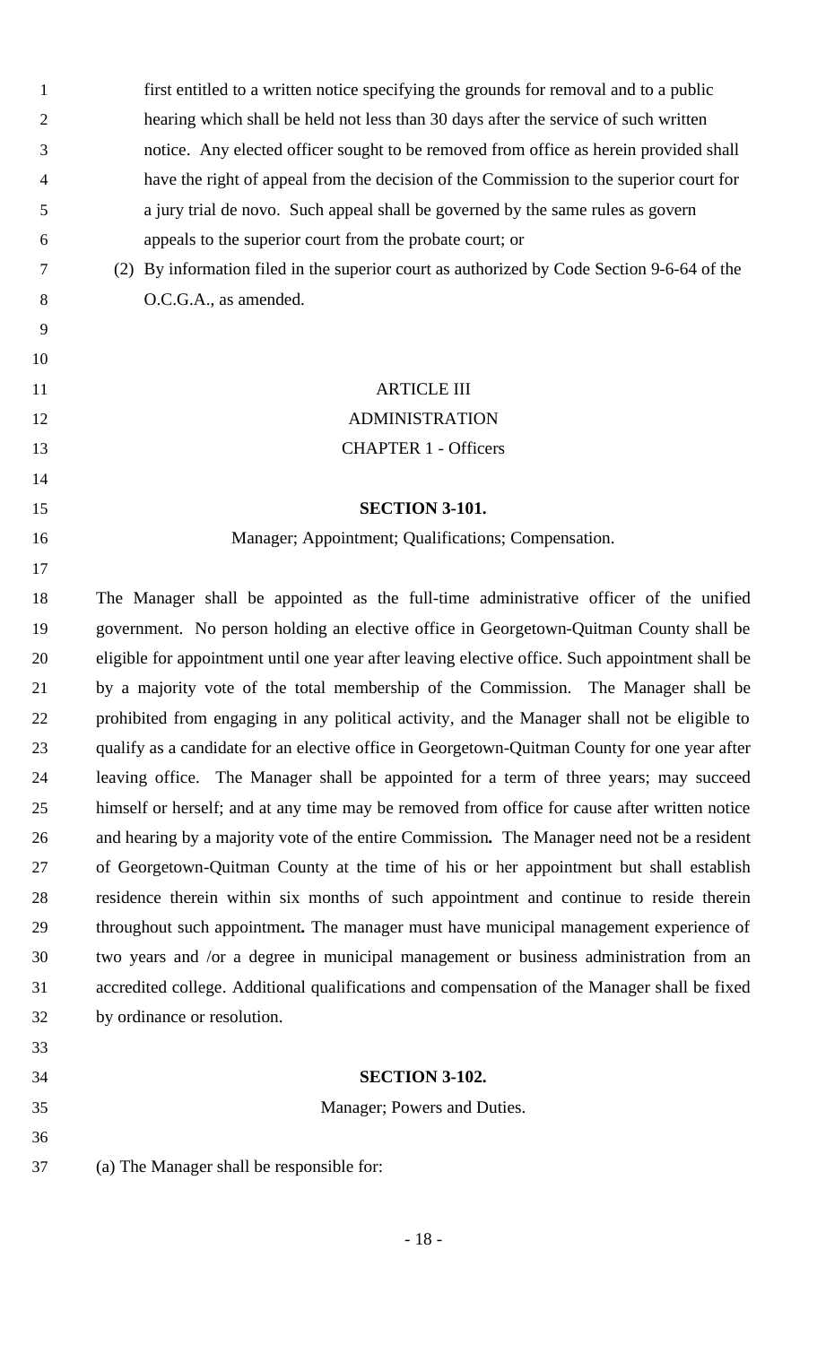first entitled to a written notice specifying the grounds for removal and to a public hearing which shall be held not less than 30 days after the service of such written notice. Any elected officer sought to be removed from office as herein provided shall have the right of appeal from the decision of the Commission to the superior court for a jury trial de novo. Such appeal shall be governed by the same rules as govern appeals to the superior court from the probate court; or

(2) By information filed in the superior court as authorized by Code Section 9-6-64 of the O.C.G.A., as amended.

## ARTICLE III
## ADMINISTRATION
## CHAPTER 1 - Officers

### SECTION 3-101.
Manager; Appointment; Qualifications; Compensation.

The Manager shall be appointed as the full-time administrative officer of the unified government. No person holding an elective office in Georgetown-Quitman County shall be eligible for appointment until one year after leaving elective office. Such appointment shall be by a majority vote of the total membership of the Commission. The Manager shall be prohibited from engaging in any political activity, and the Manager shall not be eligible to qualify as a candidate for an elective office in Georgetown-Quitman County for one year after leaving office. The Manager shall be appointed for a term of three years; may succeed himself or herself; and at any time may be removed from office for cause after written notice and hearing by a majority vote of the entire Commission**.** The Manager need not be a resident of Georgetown-Quitman County at the time of his or her appointment but shall establish residence therein within six months of such appointment and continue to reside therein throughout such appointment**.** The manager must have municipal management experience of two years and /or a degree in municipal management or business administration from an accredited college. Additional qualifications and compensation of the Manager shall be fixed by ordinance or resolution.

### SECTION 3-102.
Manager; Powers and Duties.

(a) The Manager shall be responsible for: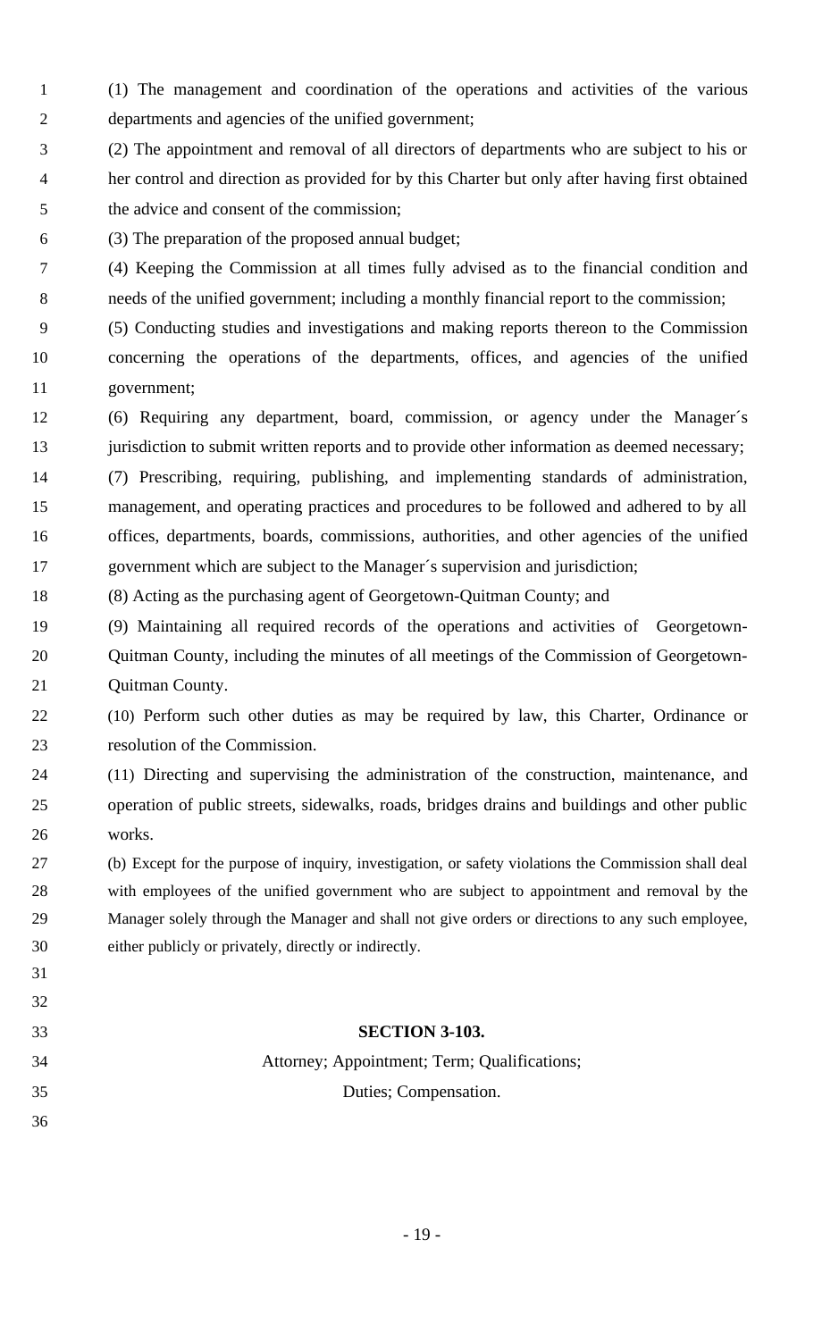(1) The management and coordination of the operations and activities of the various departments and agencies of the unified government;

(2) The appointment and removal of all directors of departments who are subject to his or her control and direction as provided for by this Charter but only after having first obtained the advice and consent of the commission;

(3) The preparation of the proposed annual budget;

(4) Keeping the Commission at all times fully advised as to the financial condition and needs of the unified government; including a monthly financial report to the commission;

(5) Conducting studies and investigations and making reports thereon to the Commission concerning the operations of the departments, offices, and agencies of the unified government;

(6) Requiring any department, board, commission, or agency under the Manager´s jurisdiction to submit written reports and to provide other information as deemed necessary;

(7) Prescribing, requiring, publishing, and implementing standards of administration, management, and operating practices and procedures to be followed and adhered to by all offices, departments, boards, commissions, authorities, and other agencies of the unified government which are subject to the Manager´s supervision and jurisdiction;

(8) Acting as the purchasing agent of Georgetown-Quitman County; and

(9) Maintaining all required records of the operations and activities of Georgetown-Quitman County, including the minutes of all meetings of the Commission of Georgetown-Quitman County.

(10) Perform such other duties as may be required by law, this Charter, Ordinance or resolution of the Commission.

(11) Directing and supervising the administration of the construction, maintenance, and operation of public streets, sidewalks, roads, bridges drains and buildings and other public works.

(b) Except for the purpose of inquiry, investigation, or safety violations the Commission shall deal with employees of the unified government who are subject to appointment and removal by the Manager solely through the Manager and shall not give orders or directions to any such employee, either publicly or privately, directly or indirectly.

## SECTION 3-103.

Attorney; Appointment; Term; Qualifications;
Duties; Compensation.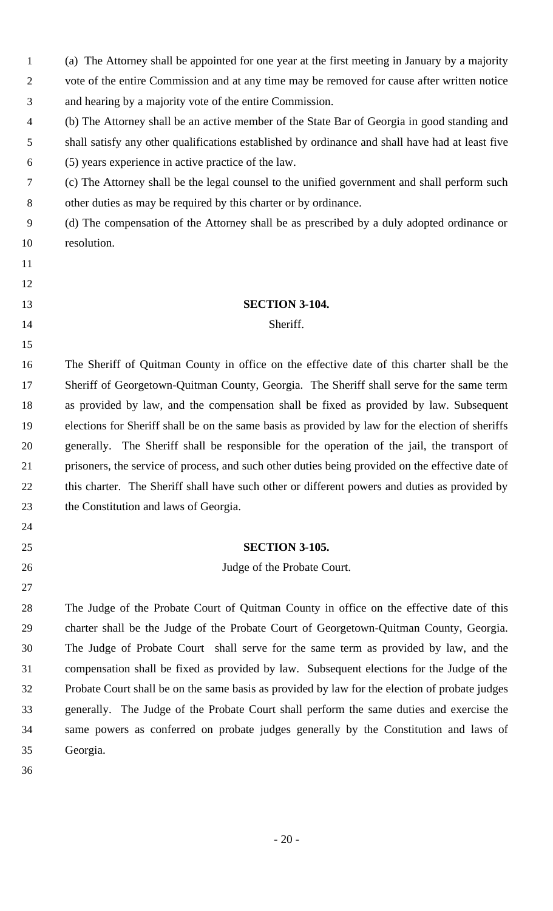(a) The Attorney shall be appointed for one year at the first meeting in January by a majority vote of the entire Commission and at any time may be removed for cause after written notice and hearing by a majority vote of the entire Commission.

(b) The Attorney shall be an active member of the State Bar of Georgia in good standing and shall satisfy any other qualifications established by ordinance and shall have had at least five (5) years experience in active practice of the law.

(c) The Attorney shall be the legal counsel to the unified government and shall perform such other duties as may be required by this charter or by ordinance.

(d) The compensation of the Attorney shall be as prescribed by a duly adopted ordinance or resolution.

**SECTION 3-104.**

Sheriff.

The Sheriff of Quitman County in office on the effective date of this charter shall be the Sheriff of Georgetown-Quitman County, Georgia. The Sheriff shall serve for the same term as provided by law, and the compensation shall be fixed as provided by law. Subsequent elections for Sheriff shall be on the same basis as provided by law for the election of sheriffs generally. The Sheriff shall be responsible for the operation of the jail, the transport of prisoners, the service of process, and such other duties being provided on the effective date of this charter. The Sheriff shall have such other or different powers and duties as provided by the Constitution and laws of Georgia.

**SECTION 3-105.**

Judge of the Probate Court.

The Judge of the Probate Court of Quitman County in office on the effective date of this charter shall be the Judge of the Probate Court of Georgetown-Quitman County, Georgia. The Judge of Probate Court shall serve for the same term as provided by law, and the compensation shall be fixed as provided by law. Subsequent elections for the Judge of the Probate Court shall be on the same basis as provided by law for the election of probate judges generally. The Judge of the Probate Court shall perform the same duties and exercise the same powers as conferred on probate judges generally by the Constitution and laws of Georgia.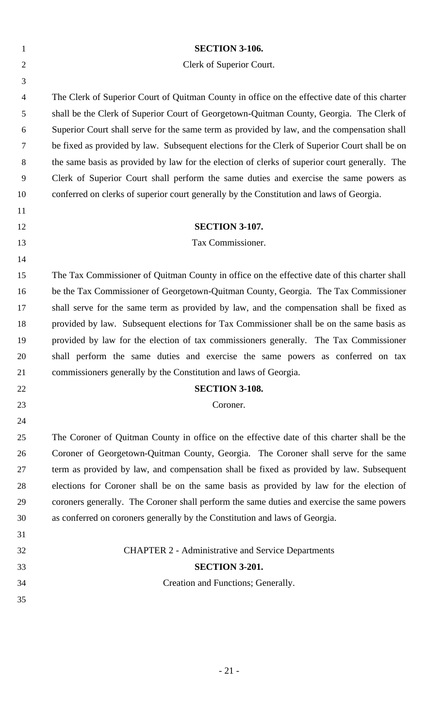**SECTION 3-106.**

Clerk of Superior Court.

The Clerk of Superior Court of Quitman County in office on the effective date of this charter shall be the Clerk of Superior Court of Georgetown-Quitman County, Georgia. The Clerk of Superior Court shall serve for the same term as provided by law, and the compensation shall be fixed as provided by law. Subsequent elections for the Clerk of Superior Court shall be on the same basis as provided by law for the election of clerks of superior court generally. The Clerk of Superior Court shall perform the same duties and exercise the same powers as conferred on clerks of superior court generally by the Constitution and laws of Georgia.

**SECTION 3-107.**

Tax Commissioner.

The Tax Commissioner of Quitman County in office on the effective date of this charter shall be the Tax Commissioner of Georgetown-Quitman County, Georgia. The Tax Commissioner shall serve for the same term as provided by law, and the compensation shall be fixed as provided by law. Subsequent elections for Tax Commissioner shall be on the same basis as provided by law for the election of tax commissioners generally. The Tax Commissioner shall perform the same duties and exercise the same powers as conferred on tax commissioners generally by the Constitution and laws of Georgia.

**SECTION 3-108.**

Coroner.

The Coroner of Quitman County in office on the effective date of this charter shall be the Coroner of Georgetown-Quitman County, Georgia. The Coroner shall serve for the same term as provided by law, and compensation shall be fixed as provided by law. Subsequent elections for Coroner shall be on the same basis as provided by law for the election of coroners generally. The Coroner shall perform the same duties and exercise the same powers as conferred on coroners generally by the Constitution and laws of Georgia.

CHAPTER 2 - Administrative and Service Departments

**SECTION 3-201.**

Creation and Functions; Generally.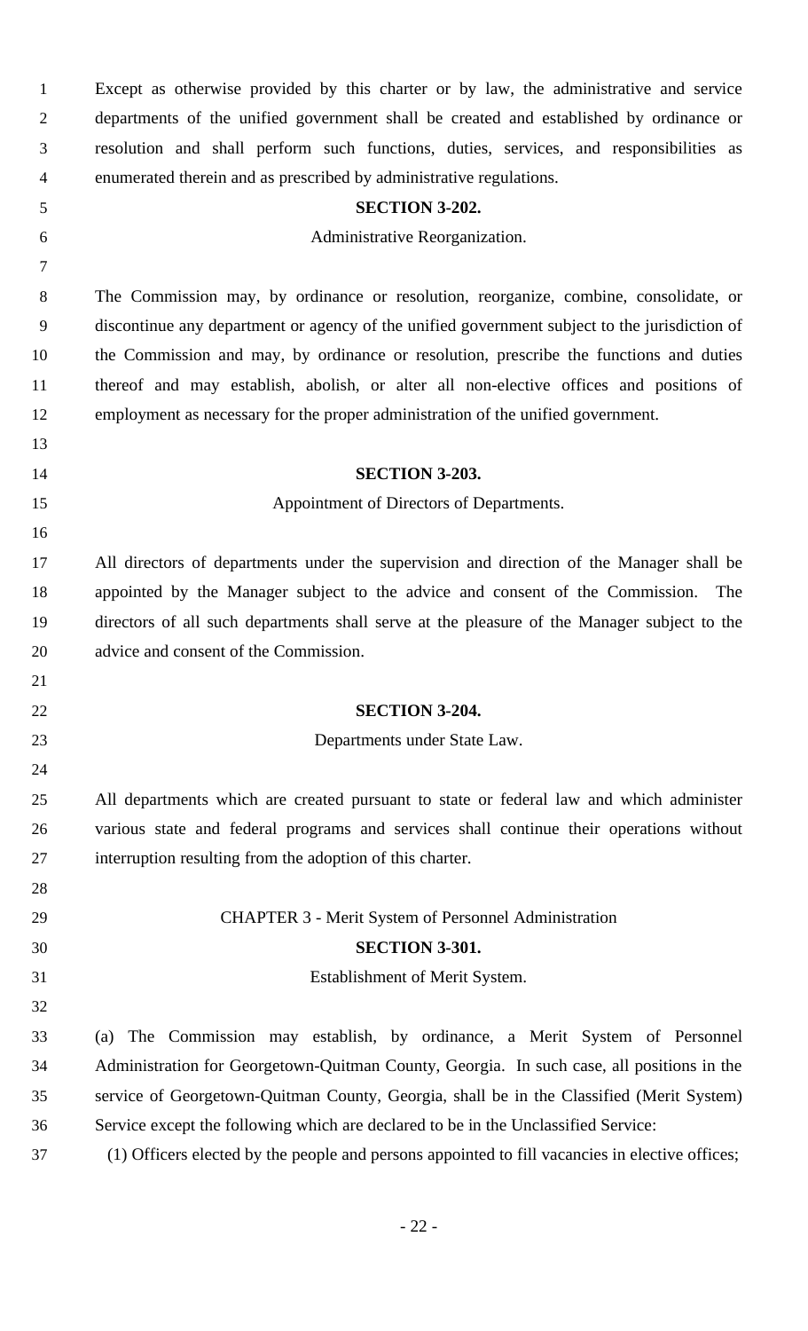Except as otherwise provided by this charter or by law, the administrative and service departments of the unified government shall be created and established by ordinance or resolution and shall perform such functions, duties, services, and responsibilities as enumerated therein and as prescribed by administrative regulations.

**SECTION 3-202.**

Administrative Reorganization.

The Commission may, by ordinance or resolution, reorganize, combine, consolidate, or discontinue any department or agency of the unified government subject to the jurisdiction of the Commission and may, by ordinance or resolution, prescribe the functions and duties thereof and may establish, abolish, or alter all non-elective offices and positions of employment as necessary for the proper administration of the unified government.

**SECTION 3-203.**

Appointment of Directors of Departments.

All directors of departments under the supervision and direction of the Manager shall be appointed by the Manager subject to the advice and consent of the Commission. The directors of all such departments shall serve at the pleasure of the Manager subject to the advice and consent of the Commission.

**SECTION 3-204.**

Departments under State Law.

All departments which are created pursuant to state or federal law and which administer various state and federal programs and services shall continue their operations without interruption resulting from the adoption of this charter.

CHAPTER 3 - Merit System of Personnel Administration

**SECTION 3-301.**

Establishment of Merit System.

(a) The Commission may establish, by ordinance, a Merit System of Personnel Administration for Georgetown-Quitman County, Georgia. In such case, all positions in the service of Georgetown-Quitman County, Georgia, shall be in the Classified (Merit System) Service except the following which are declared to be in the Unclassified Service:

(1) Officers elected by the people and persons appointed to fill vacancies in elective offices;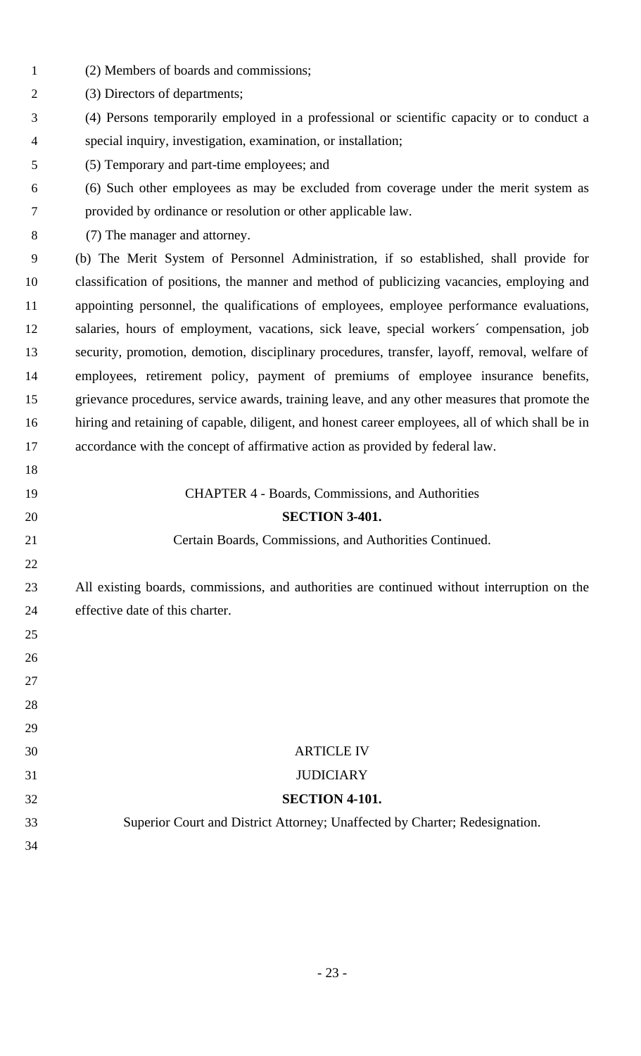(2) Members of boards and commissions;

(3) Directors of departments;

(4) Persons temporarily employed in a professional or scientific capacity or to conduct a special inquiry, investigation, examination, or installation;

(5) Temporary and part-time employees; and

(6) Such other employees as may be excluded from coverage under the merit system as provided by ordinance or resolution or other applicable law.

(7) The manager and attorney.

(b) The Merit System of Personnel Administration, if so established, shall provide for classification of positions, the manner and method of publicizing vacancies, employing and appointing personnel, the qualifications of employees, employee performance evaluations, salaries, hours of employment, vacations, sick leave, special workers´ compensation, job security, promotion, demotion, disciplinary procedures, transfer, layoff, removal, welfare of employees, retirement policy, payment of premiums of employee insurance benefits, grievance procedures, service awards, training leave, and any other measures that promote the hiring and retaining of capable, diligent, and honest career employees, all of which shall be in accordance with the concept of affirmative action as provided by federal law.

CHAPTER 4 - Boards, Commissions, and Authorities

**SECTION 3-401.**

Certain Boards, Commissions, and Authorities Continued.

All existing boards, commissions, and authorities are continued without interruption on the effective date of this charter.

ARTICLE IV

JUDICIARY

**SECTION 4-101.**

Superior Court and District Attorney; Unaffected by Charter; Redesignation.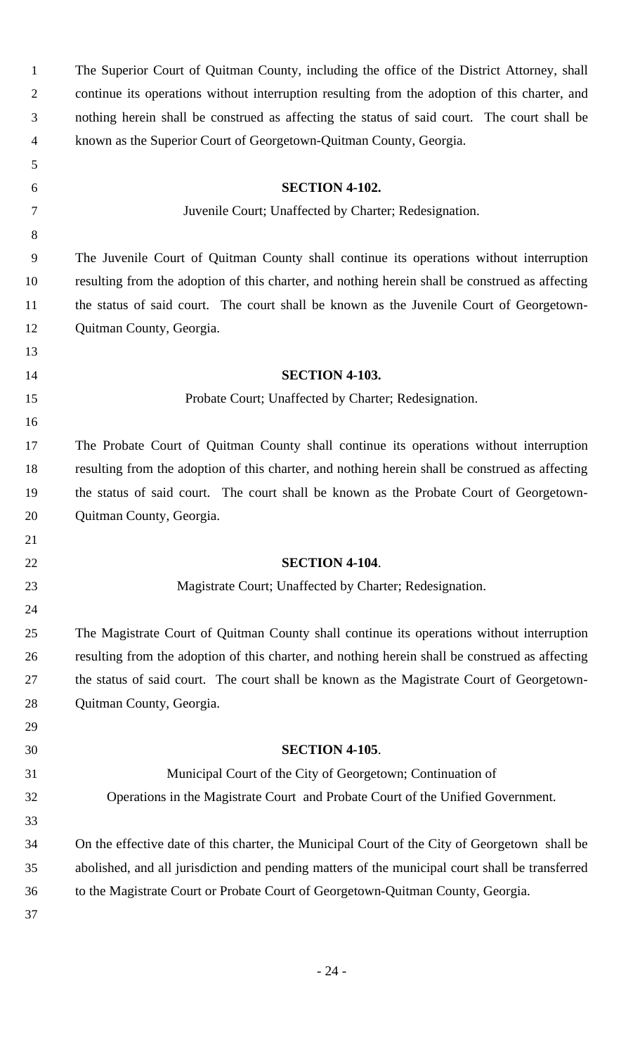The Superior Court of Quitman County, including the office of the District Attorney, shall continue its operations without interruption resulting from the adoption of this charter, and nothing herein shall be construed as affecting the status of said court. The court shall be known as the Superior Court of Georgetown-Quitman County, Georgia.

**SECTION 4-102.**

Juvenile Court; Unaffected by Charter; Redesignation.

The Juvenile Court of Quitman County shall continue its operations without interruption resulting from the adoption of this charter, and nothing herein shall be construed as affecting the status of said court. The court shall be known as the Juvenile Court of Georgetown-Quitman County, Georgia.

**SECTION 4-103.**

Probate Court; Unaffected by Charter; Redesignation.

The Probate Court of Quitman County shall continue its operations without interruption resulting from the adoption of this charter, and nothing herein shall be construed as affecting the status of said court. The court shall be known as the Probate Court of Georgetown-Quitman County, Georgia.

**SECTION 4-104**.

Magistrate Court; Unaffected by Charter; Redesignation.

The Magistrate Court of Quitman County shall continue its operations without interruption resulting from the adoption of this charter, and nothing herein shall be construed as affecting the status of said court. The court shall be known as the Magistrate Court of Georgetown-Quitman County, Georgia.

**SECTION 4-105**.

Municipal Court of the City of Georgetown; Continuation of Operations in the Magistrate Court and Probate Court of the Unified Government.

On the effective date of this charter, the Municipal Court of the City of Georgetown shall be abolished, and all jurisdiction and pending matters of the municipal court shall be transferred to the Magistrate Court or Probate Court of Georgetown-Quitman County, Georgia.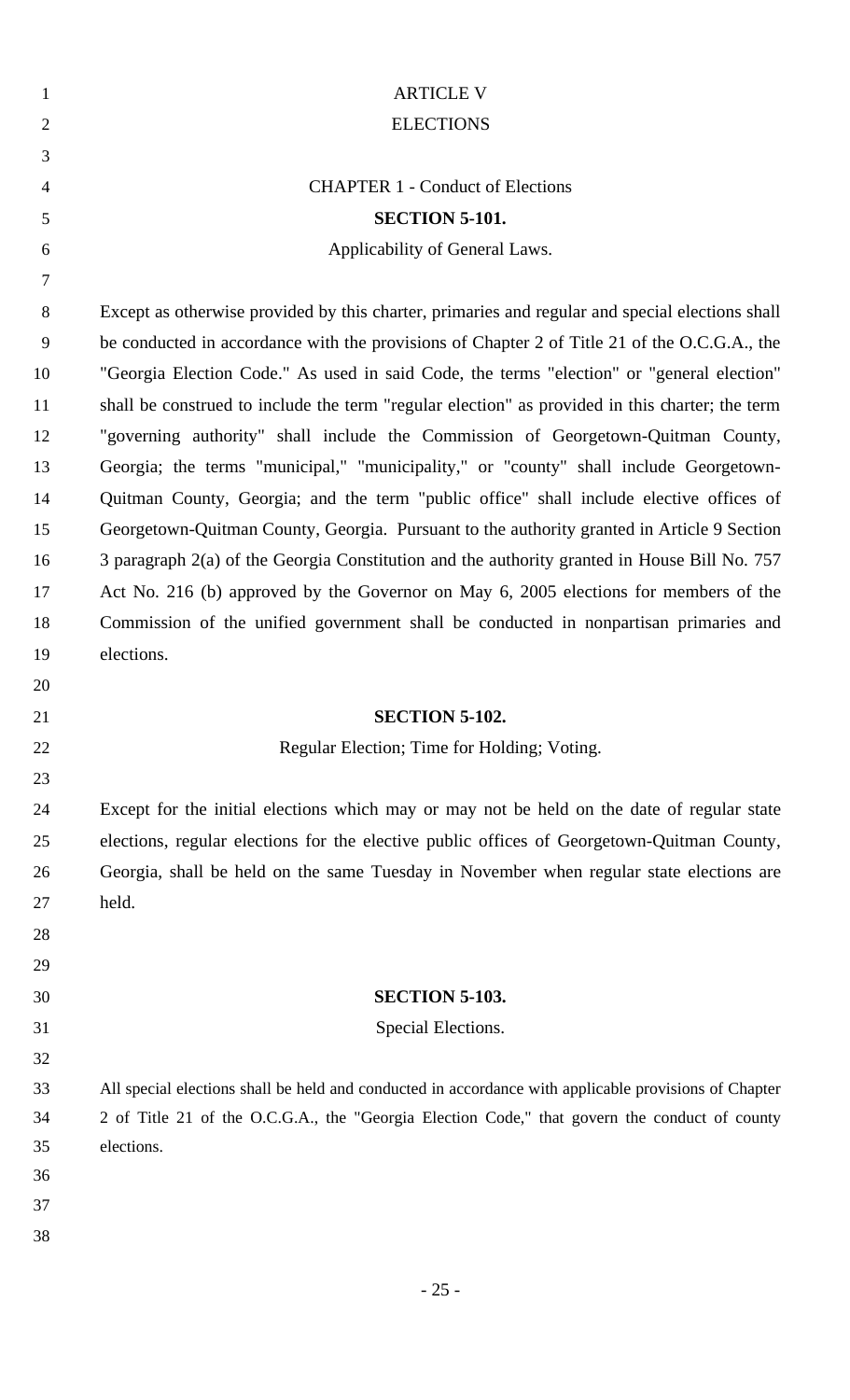# ARTICLE V
# ELECTIONS

## CHAPTER 1 - Conduct of Elections

### SECTION 5-101.
Applicability of General Laws.

Except as otherwise provided by this charter, primaries and regular and special elections shall be conducted in accordance with the provisions of Chapter 2 of Title 21 of the O.C.G.A., the "Georgia Election Code." As used in said Code, the terms "election" or "general election" shall be construed to include the term "regular election" as provided in this charter; the term "governing authority" shall include the Commission of Georgetown-Quitman County, Georgia; the terms "municipal," "municipality," or "county" shall include Georgetown-Quitman County, Georgia; and the term "public office" shall include elective offices of Georgetown-Quitman County, Georgia. Pursuant to the authority granted in Article 9 Section 3 paragraph 2(a) of the Georgia Constitution and the authority granted in House Bill No. 757 Act No. 216 (b) approved by the Governor on May 6, 2005 elections for members of the Commission of the unified government shall be conducted in nonpartisan primaries and elections.

### SECTION 5-102.
Regular Election; Time for Holding; Voting.

Except for the initial elections which may or may not be held on the date of regular state elections, regular elections for the elective public offices of Georgetown-Quitman County, Georgia, shall be held on the same Tuesday in November when regular state elections are held.

### SECTION 5-103.
Special Elections.

All special elections shall be held and conducted in accordance with applicable provisions of Chapter 2 of Title 21 of the O.C.G.A., the "Georgia Election Code," that govern the conduct of county elections.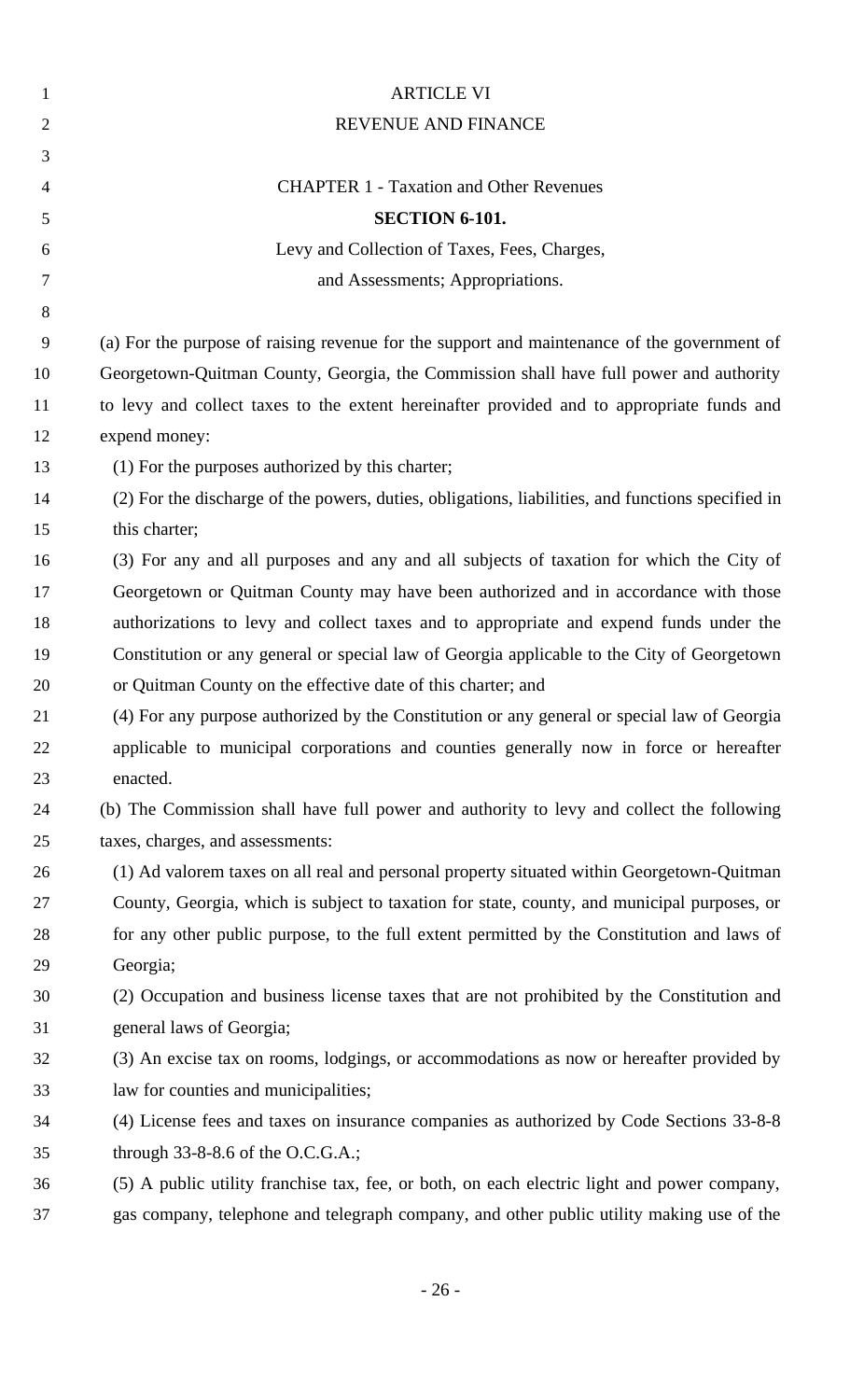# ARTICLE VI

# REVENUE AND FINANCE

## CHAPTER 1 - Taxation and Other Revenues

### SECTION 6-101.

### Levy and Collection of Taxes, Fees, Charges, and Assessments; Appropriations.

(a) For the purpose of raising revenue for the support and maintenance of the government of Georgetown-Quitman County, Georgia, the Commission shall have full power and authority to levy and collect taxes to the extent hereinafter provided and to appropriate funds and expend money:

(1) For the purposes authorized by this charter;

(2) For the discharge of the powers, duties, obligations, liabilities, and functions specified in this charter;

(3) For any and all purposes and any and all subjects of taxation for which the City of Georgetown or Quitman County may have been authorized and in accordance with those authorizations to levy and collect taxes and to appropriate and expend funds under the Constitution or any general or special law of Georgia applicable to the City of Georgetown or Quitman County on the effective date of this charter; and

(4) For any purpose authorized by the Constitution or any general or special law of Georgia applicable to municipal corporations and counties generally now in force or hereafter enacted.

(b) The Commission shall have full power and authority to levy and collect the following taxes, charges, and assessments:

(1) Ad valorem taxes on all real and personal property situated within Georgetown-Quitman County, Georgia, which is subject to taxation for state, county, and municipal purposes, or for any other public purpose, to the full extent permitted by the Constitution and laws of Georgia;

(2) Occupation and business license taxes that are not prohibited by the Constitution and general laws of Georgia;

(3) An excise tax on rooms, lodgings, or accommodations as now or hereafter provided by law for counties and municipalities;

(4) License fees and taxes on insurance companies as authorized by Code Sections 33-8-8 through 33-8-8.6 of the O.C.G.A.;

(5) A public utility franchise tax, fee, or both, on each electric light and power company, gas company, telephone and telegraph company, and other public utility making use of the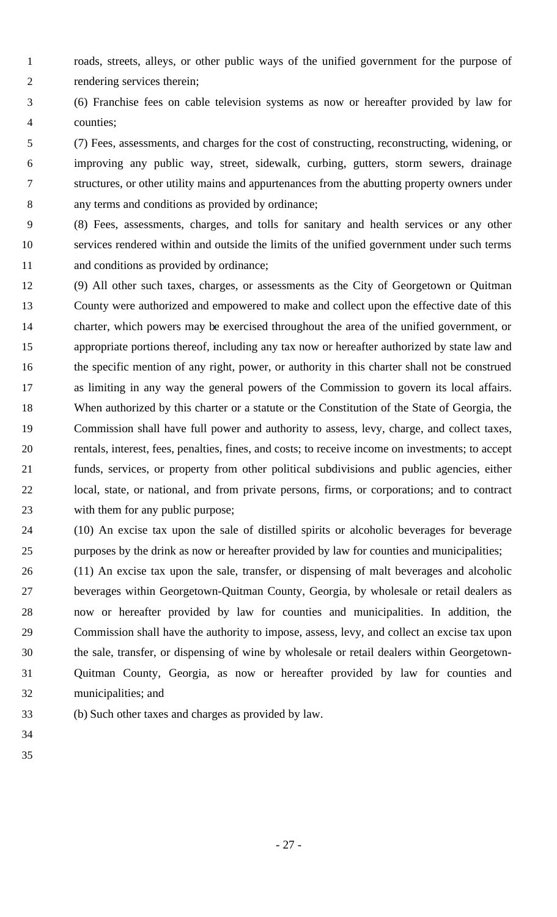roads, streets, alleys, or other public ways of the unified government for the purpose of rendering services therein;

(6) Franchise fees on cable television systems as now or hereafter provided by law for counties;

(7) Fees, assessments, and charges for the cost of constructing, reconstructing, widening, or improving any public way, street, sidewalk, curbing, gutters, storm sewers, drainage structures, or other utility mains and appurtenances from the abutting property owners under any terms and conditions as provided by ordinance;

(8) Fees, assessments, charges, and tolls for sanitary and health services or any other services rendered within and outside the limits of the unified government under such terms and conditions as provided by ordinance;

(9) All other such taxes, charges, or assessments as the City of Georgetown or Quitman County were authorized and empowered to make and collect upon the effective date of this charter, which powers may be exercised throughout the area of the unified government, or appropriate portions thereof, including any tax now or hereafter authorized by state law and the specific mention of any right, power, or authority in this charter shall not be construed as limiting in any way the general powers of the Commission to govern its local affairs. When authorized by this charter or a statute or the Constitution of the State of Georgia, the Commission shall have full power and authority to assess, levy, charge, and collect taxes, rentals, interest, fees, penalties, fines, and costs; to receive income on investments; to accept funds, services, or property from other political subdivisions and public agencies, either local, state, or national, and from private persons, firms, or corporations; and to contract with them for any public purpose;

(10) An excise tax upon the sale of distilled spirits or alcoholic beverages for beverage purposes by the drink as now or hereafter provided by law for counties and municipalities;

(11) An excise tax upon the sale, transfer, or dispensing of malt beverages and alcoholic beverages within Georgetown-Quitman County, Georgia, by wholesale or retail dealers as now or hereafter provided by law for counties and municipalities. In addition, the Commission shall have the authority to impose, assess, levy, and collect an excise tax upon the sale, transfer, or dispensing of wine by wholesale or retail dealers within Georgetown-Quitman County, Georgia, as now or hereafter provided by law for counties and municipalities; and

(b) Such other taxes and charges as provided by law.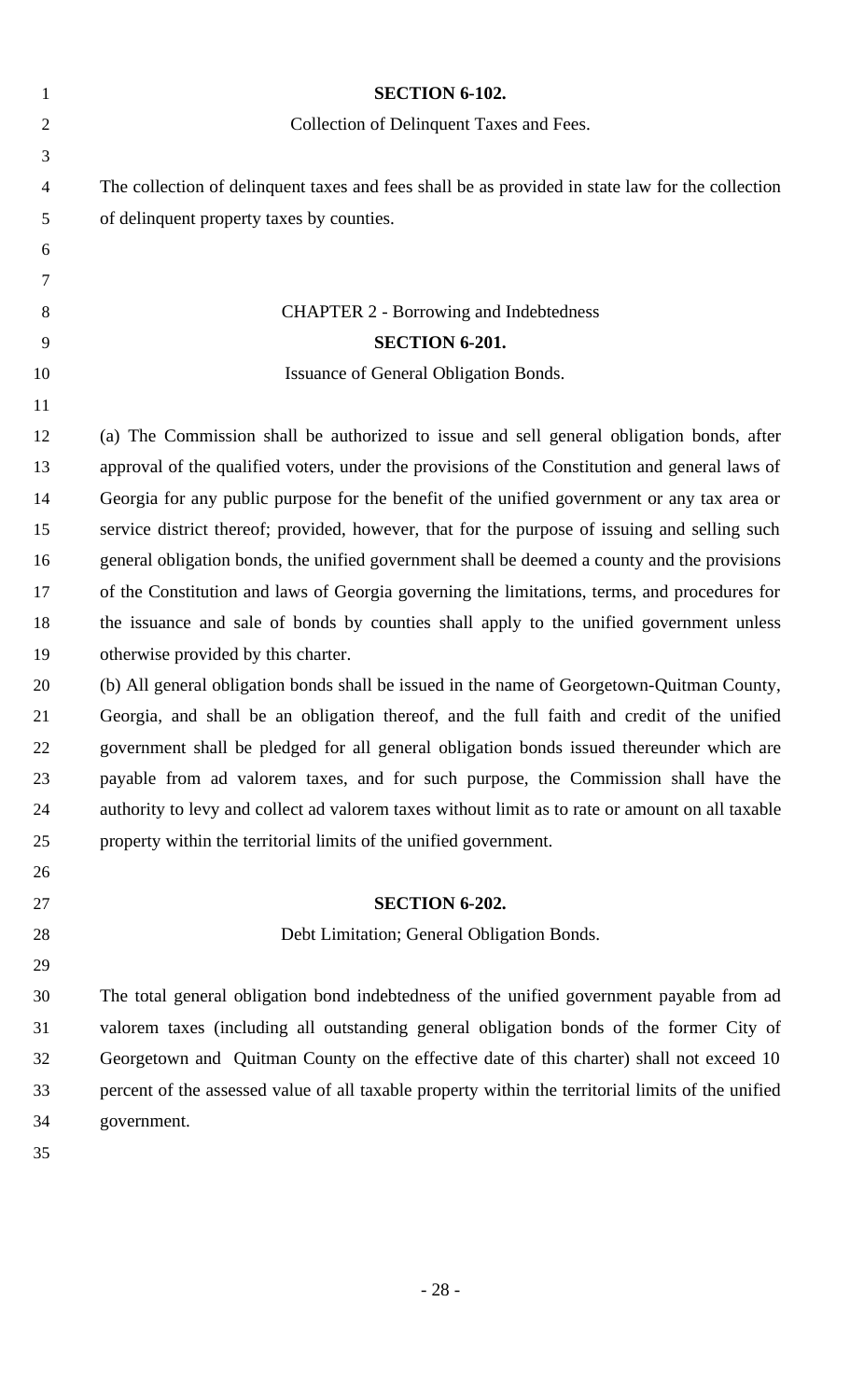**SECTION 6-102.**

Collection of Delinquent Taxes and Fees.

The collection of delinquent taxes and fees shall be as provided in state law for the collection of delinquent property taxes by counties.

CHAPTER 2 - Borrowing and Indebtedness

**SECTION 6-201.**

Issuance of General Obligation Bonds.

(a) The Commission shall be authorized to issue and sell general obligation bonds, after approval of the qualified voters, under the provisions of the Constitution and general laws of Georgia for any public purpose for the benefit of the unified government or any tax area or service district thereof; provided, however, that for the purpose of issuing and selling such general obligation bonds, the unified government shall be deemed a county and the provisions of the Constitution and laws of Georgia governing the limitations, terms, and procedures for the issuance and sale of bonds by counties shall apply to the unified government unless otherwise provided by this charter.

(b) All general obligation bonds shall be issued in the name of Georgetown-Quitman County, Georgia, and shall be an obligation thereof, and the full faith and credit of the unified government shall be pledged for all general obligation bonds issued thereunder which are payable from ad valorem taxes, and for such purpose, the Commission shall have the authority to levy and collect ad valorem taxes without limit as to rate or amount on all taxable property within the territorial limits of the unified government.

**SECTION 6-202.**

Debt Limitation; General Obligation Bonds.

The total general obligation bond indebtedness of the unified government payable from ad valorem taxes (including all outstanding general obligation bonds of the former City of Georgetown and Quitman County on the effective date of this charter) shall not exceed 10 percent of the assessed value of all taxable property within the territorial limits of the unified government.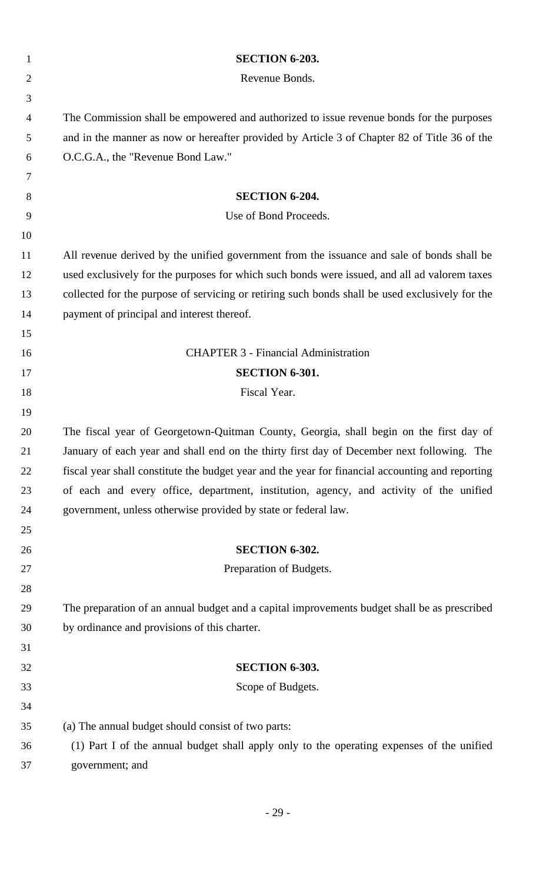**SECTION 6-203.**

Revenue Bonds.

The Commission shall be empowered and authorized to issue revenue bonds for the purposes and in the manner as now or hereafter provided by Article 3 of Chapter 82 of Title 36 of the O.C.G.A., the "Revenue Bond Law."

**SECTION 6-204.**

Use of Bond Proceeds.

All revenue derived by the unified government from the issuance and sale of bonds shall be used exclusively for the purposes for which such bonds were issued, and all ad valorem taxes collected for the purpose of servicing or retiring such bonds shall be used exclusively for the payment of principal and interest thereof.

CHAPTER 3 - Financial Administration

**SECTION 6-301.**

Fiscal Year.

The fiscal year of Georgetown-Quitman County, Georgia, shall begin on the first day of January of each year and shall end on the thirty first day of December next following. The fiscal year shall constitute the budget year and the year for financial accounting and reporting of each and every office, department, institution, agency, and activity of the unified government, unless otherwise provided by state or federal law.

**SECTION 6-302.**

Preparation of Budgets.

The preparation of an annual budget and a capital improvements budget shall be as prescribed by ordinance and provisions of this charter.

**SECTION 6-303.**

Scope of Budgets.

(a) The annual budget should consist of two parts:

(1) Part I of the annual budget shall apply only to the operating expenses of the unified government; and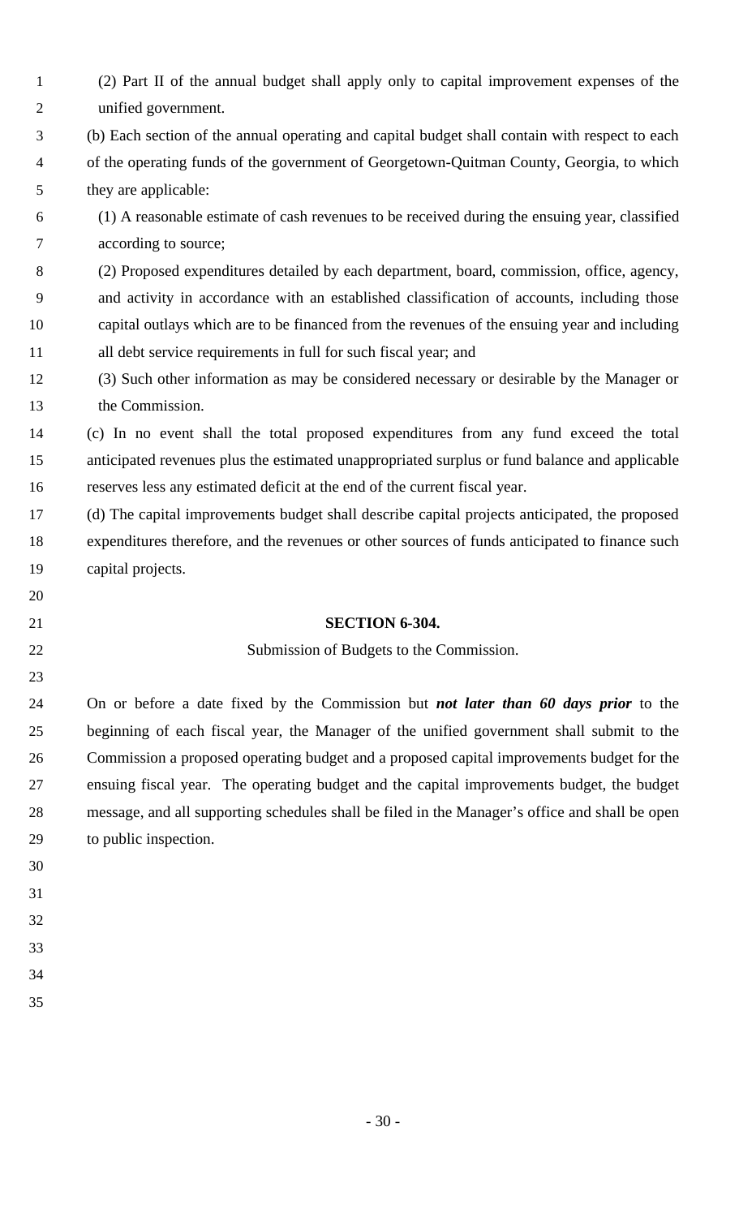(2) Part II of the annual budget shall apply only to capital improvement expenses of the unified government.

(b) Each section of the annual operating and capital budget shall contain with respect to each of the operating funds of the government of Georgetown-Quitman County, Georgia, to which they are applicable:

(1) A reasonable estimate of cash revenues to be received during the ensuing year, classified according to source;

(2) Proposed expenditures detailed by each department, board, commission, office, agency, and activity in accordance with an established classification of accounts, including those capital outlays which are to be financed from the revenues of the ensuing year and including all debt service requirements in full for such fiscal year; and

(3) Such other information as may be considered necessary or desirable by the Manager or the Commission.

(c) In no event shall the total proposed expenditures from any fund exceed the total anticipated revenues plus the estimated unappropriated surplus or fund balance and applicable reserves less any estimated deficit at the end of the current fiscal year.

(d) The capital improvements budget shall describe capital projects anticipated, the proposed expenditures therefore, and the revenues or other sources of funds anticipated to finance such capital projects.

**SECTION 6-304.**

Submission of Budgets to the Commission.

On or before a date fixed by the Commission but ***not later than 60 days prior*** to the beginning of each fiscal year, the Manager of the unified government shall submit to the Commission a proposed operating budget and a proposed capital improvements budget for the ensuing fiscal year. The operating budget and the capital improvements budget, the budget message, and all supporting schedules shall be filed in the Manager's office and shall be open to public inspection.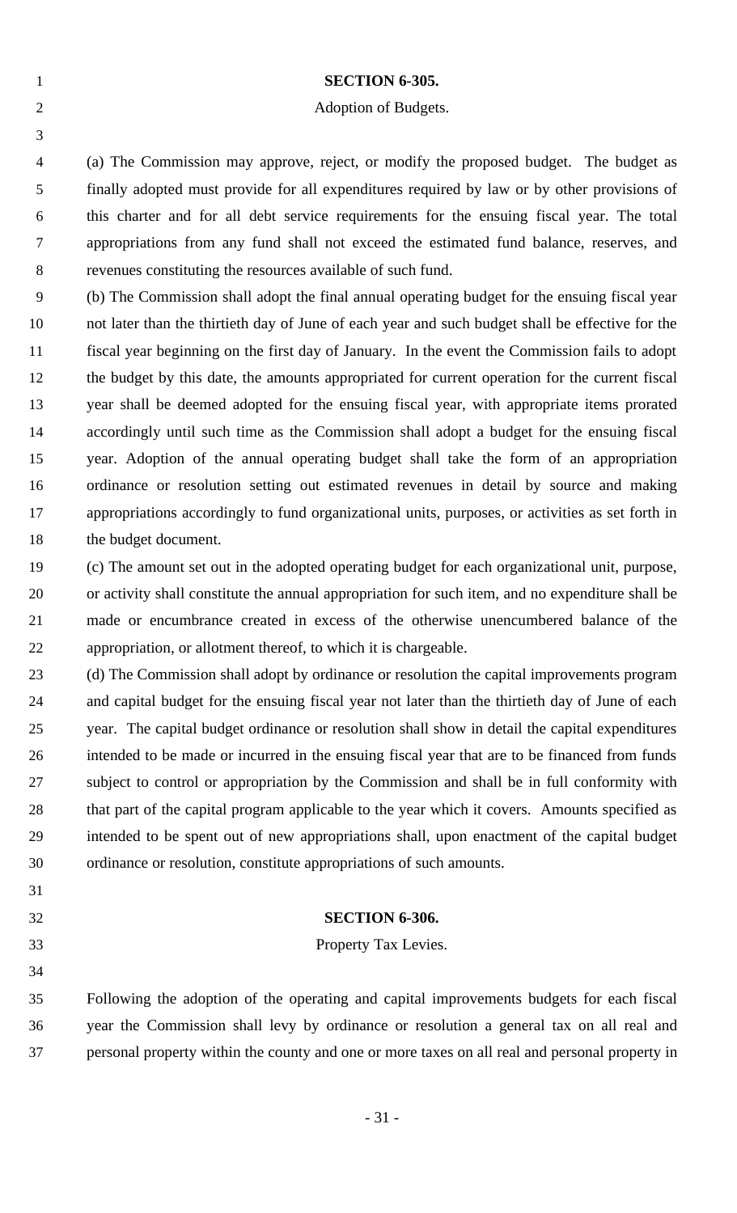## SECTION 6-305.

### Adoption of Budgets.

(a) The Commission may approve, reject, or modify the proposed budget. The budget as finally adopted must provide for all expenditures required by law or by other provisions of this charter and for all debt service requirements for the ensuing fiscal year. The total appropriations from any fund shall not exceed the estimated fund balance, reserves, and revenues constituting the resources available of such fund.

(b) The Commission shall adopt the final annual operating budget for the ensuing fiscal year not later than the thirtieth day of June of each year and such budget shall be effective for the fiscal year beginning on the first day of January. In the event the Commission fails to adopt the budget by this date, the amounts appropriated for current operation for the current fiscal year shall be deemed adopted for the ensuing fiscal year, with appropriate items prorated accordingly until such time as the Commission shall adopt a budget for the ensuing fiscal year. Adoption of the annual operating budget shall take the form of an appropriation ordinance or resolution setting out estimated revenues in detail by source and making appropriations accordingly to fund organizational units, purposes, or activities as set forth in the budget document.

(c) The amount set out in the adopted operating budget for each organizational unit, purpose, or activity shall constitute the annual appropriation for such item, and no expenditure shall be made or encumbrance created in excess of the otherwise unencumbered balance of the appropriation, or allotment thereof, to which it is chargeable.

(d) The Commission shall adopt by ordinance or resolution the capital improvements program and capital budget for the ensuing fiscal year not later than the thirtieth day of June of each year. The capital budget ordinance or resolution shall show in detail the capital expenditures intended to be made or incurred in the ensuing fiscal year that are to be financed from funds subject to control or appropriation by the Commission and shall be in full conformity with that part of the capital program applicable to the year which it covers. Amounts specified as intended to be spent out of new appropriations shall, upon enactment of the capital budget ordinance or resolution, constitute appropriations of such amounts.

## SECTION 6-306.

### Property Tax Levies.

Following the adoption of the operating and capital improvements budgets for each fiscal year the Commission shall levy by ordinance or resolution a general tax on all real and personal property within the county and one or more taxes on all real and personal property in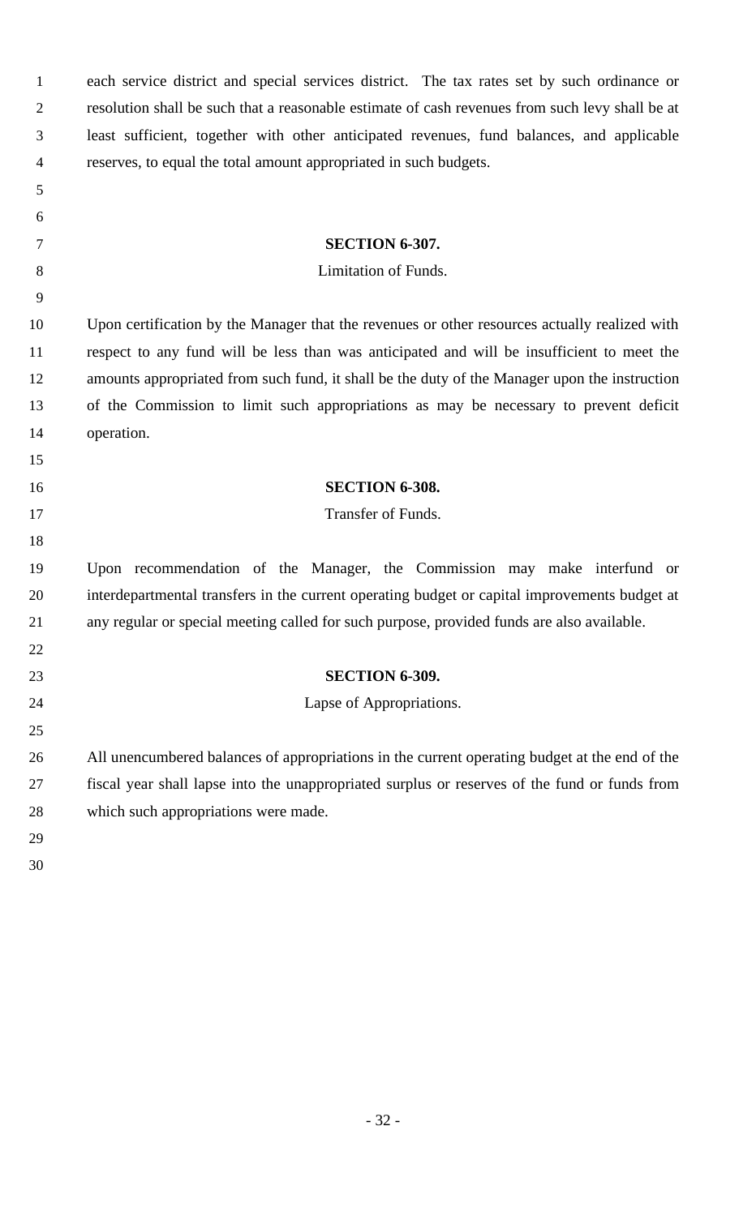each service district and special services district. The tax rates set by such ordinance or resolution shall be such that a reasonable estimate of cash revenues from such levy shall be at least sufficient, together with other anticipated revenues, fund balances, and applicable reserves, to equal the total amount appropriated in such budgets.

## SECTION 6-307.

Limitation of Funds.

Upon certification by the Manager that the revenues or other resources actually realized with respect to any fund will be less than was anticipated and will be insufficient to meet the amounts appropriated from such fund, it shall be the duty of the Manager upon the instruction of the Commission to limit such appropriations as may be necessary to prevent deficit operation.

## SECTION 6-308.

Transfer of Funds.

Upon recommendation of the Manager, the Commission may make interfund or interdepartmental transfers in the current operating budget or capital improvements budget at any regular or special meeting called for such purpose, provided funds are also available.

## SECTION 6-309.

Lapse of Appropriations.

All unencumbered balances of appropriations in the current operating budget at the end of the fiscal year shall lapse into the unappropriated surplus or reserves of the fund or funds from which such appropriations were made.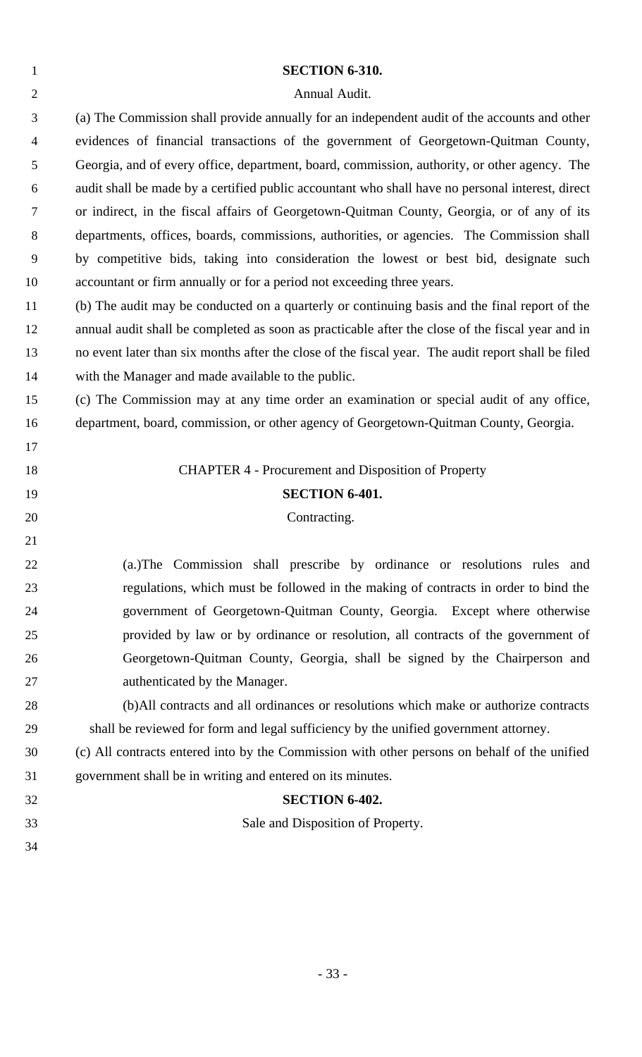**SECTION 6-310.**

Annual Audit.

(a) The Commission shall provide annually for an independent audit of the accounts and other evidences of financial transactions of the government of Georgetown-Quitman County, Georgia, and of every office, department, board, commission, authority, or other agency. The audit shall be made by a certified public accountant who shall have no personal interest, direct or indirect, in the fiscal affairs of Georgetown-Quitman County, Georgia, or of any of its departments, offices, boards, commissions, authorities, or agencies. The Commission shall by competitive bids, taking into consideration the lowest or best bid, designate such accountant or firm annually or for a period not exceeding three years.

(b) The audit may be conducted on a quarterly or continuing basis and the final report of the annual audit shall be completed as soon as practicable after the close of the fiscal year and in no event later than six months after the close of the fiscal year. The audit report shall be filed with the Manager and made available to the public.

(c) The Commission may at any time order an examination or special audit of any office, department, board, commission, or other agency of Georgetown-Quitman County, Georgia.

CHAPTER 4 - Procurement and Disposition of Property

**SECTION 6-401.**

Contracting.

(a.)The Commission shall prescribe by ordinance or resolutions rules and regulations, which must be followed in the making of contracts in order to bind the government of Georgetown-Quitman County, Georgia. Except where otherwise provided by law or by ordinance or resolution, all contracts of the government of Georgetown-Quitman County, Georgia, shall be signed by the Chairperson and authenticated by the Manager.

(b)All contracts and all ordinances or resolutions which make or authorize contracts shall be reviewed for form and legal sufficiency by the unified government attorney.

(c) All contracts entered into by the Commission with other persons on behalf of the unified government shall be in writing and entered on its minutes.

**SECTION 6-402.**

Sale and Disposition of Property.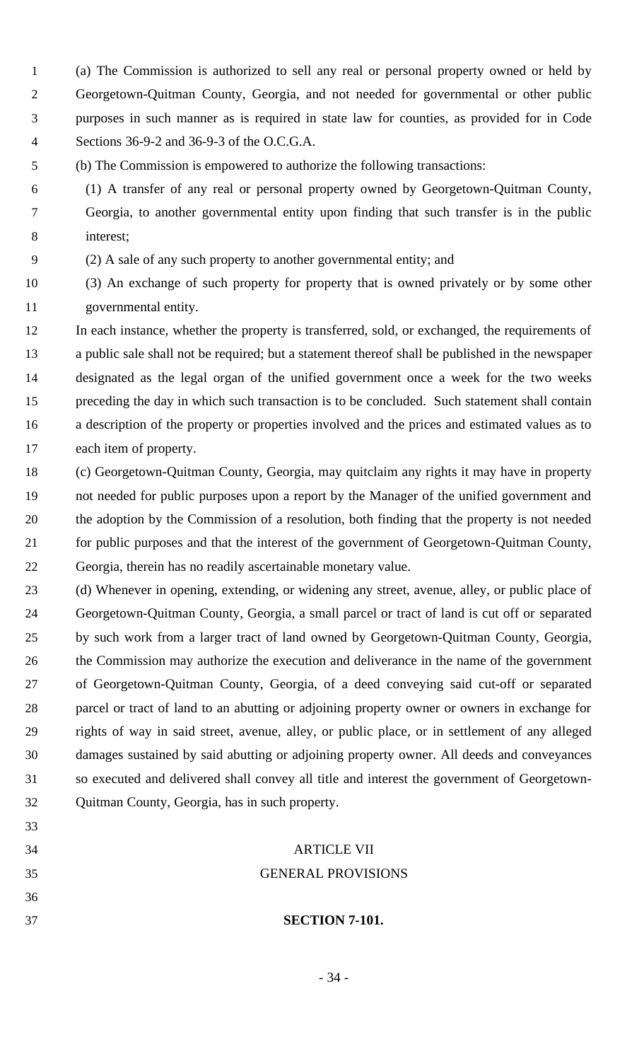(a) The Commission is authorized to sell any real or personal property owned or held by Georgetown-Quitman County, Georgia, and not needed for governmental or other public purposes in such manner as is required in state law for counties, as provided for in Code Sections 36-9-2 and 36-9-3 of the O.C.G.A.

(b) The Commission is empowered to authorize the following transactions:

(1) A transfer of any real or personal property owned by Georgetown-Quitman County, Georgia, to another governmental entity upon finding that such transfer is in the public interest;

(2) A sale of any such property to another governmental entity; and

(3) An exchange of such property for property that is owned privately or by some other governmental entity.

In each instance, whether the property is transferred, sold, or exchanged, the requirements of a public sale shall not be required; but a statement thereof shall be published in the newspaper designated as the legal organ of the unified government once a week for the two weeks preceding the day in which such transaction is to be concluded. Such statement shall contain a description of the property or properties involved and the prices and estimated values as to each item of property.

(c) Georgetown-Quitman County, Georgia, may quitclaim any rights it may have in property not needed for public purposes upon a report by the Manager of the unified government and the adoption by the Commission of a resolution, both finding that the property is not needed for public purposes and that the interest of the government of Georgetown-Quitman County, Georgia, therein has no readily ascertainable monetary value.

(d) Whenever in opening, extending, or widening any street, avenue, alley, or public place of Georgetown-Quitman County, Georgia, a small parcel or tract of land is cut off or separated by such work from a larger tract of land owned by Georgetown-Quitman County, Georgia, the Commission may authorize the execution and deliverance in the name of the government of Georgetown-Quitman County, Georgia, of a deed conveying said cut-off or separated parcel or tract of land to an abutting or adjoining property owner or owners in exchange for rights of way in said street, avenue, alley, or public place, or in settlement of any alleged damages sustained by said abutting or adjoining property owner. All deeds and conveyances so executed and delivered shall convey all title and interest the government of Georgetown-Quitman County, Georgia, has in such property.

## ARTICLE VII
## GENERAL PROVISIONS

### SECTION 7-101.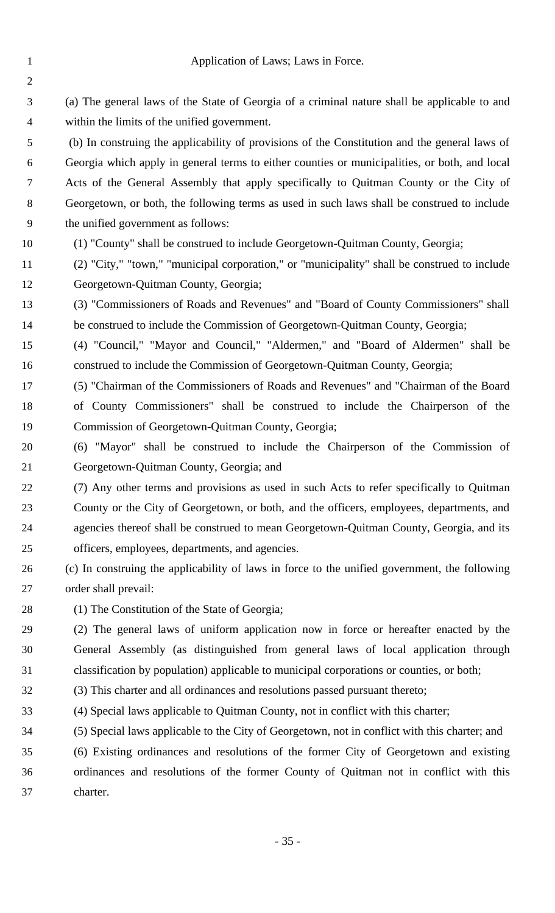## Application of Laws; Laws in Force.

(a) The general laws of the State of Georgia of a criminal nature shall be applicable to and within the limits of the unified government.

(b) In construing the applicability of provisions of the Constitution and the general laws of Georgia which apply in general terms to either counties or municipalities, or both, and local Acts of the General Assembly that apply specifically to Quitman County or the City of Georgetown, or both, the following terms as used in such laws shall be construed to include the unified government as follows:

(1) "County" shall be construed to include Georgetown-Quitman County, Georgia;

(2) "City," "town," "municipal corporation," or "municipality" shall be construed to include Georgetown-Quitman County, Georgia;

(3) "Commissioners of Roads and Revenues" and "Board of County Commissioners" shall be construed to include the Commission of Georgetown-Quitman County, Georgia;

(4) "Council," "Mayor and Council," "Aldermen," and "Board of Aldermen" shall be construed to include the Commission of Georgetown-Quitman County, Georgia;

(5) "Chairman of the Commissioners of Roads and Revenues" and "Chairman of the Board of County Commissioners" shall be construed to include the Chairperson of the Commission of Georgetown-Quitman County, Georgia;

(6) "Mayor" shall be construed to include the Chairperson of the Commission of Georgetown-Quitman County, Georgia; and

(7) Any other terms and provisions as used in such Acts to refer specifically to Quitman County or the City of Georgetown, or both, and the officers, employees, departments, and agencies thereof shall be construed to mean Georgetown-Quitman County, Georgia, and its officers, employees, departments, and agencies.

(c) In construing the applicability of laws in force to the unified government, the following order shall prevail:

(1) The Constitution of the State of Georgia;

(2) The general laws of uniform application now in force or hereafter enacted by the General Assembly (as distinguished from general laws of local application through classification by population) applicable to municipal corporations or counties, or both;

(3) This charter and all ordinances and resolutions passed pursuant thereto;

(4) Special laws applicable to Quitman County, not in conflict with this charter;

(5) Special laws applicable to the City of Georgetown, not in conflict with this charter; and

(6) Existing ordinances and resolutions of the former City of Georgetown and existing ordinances and resolutions of the former County of Quitman not in conflict with this charter.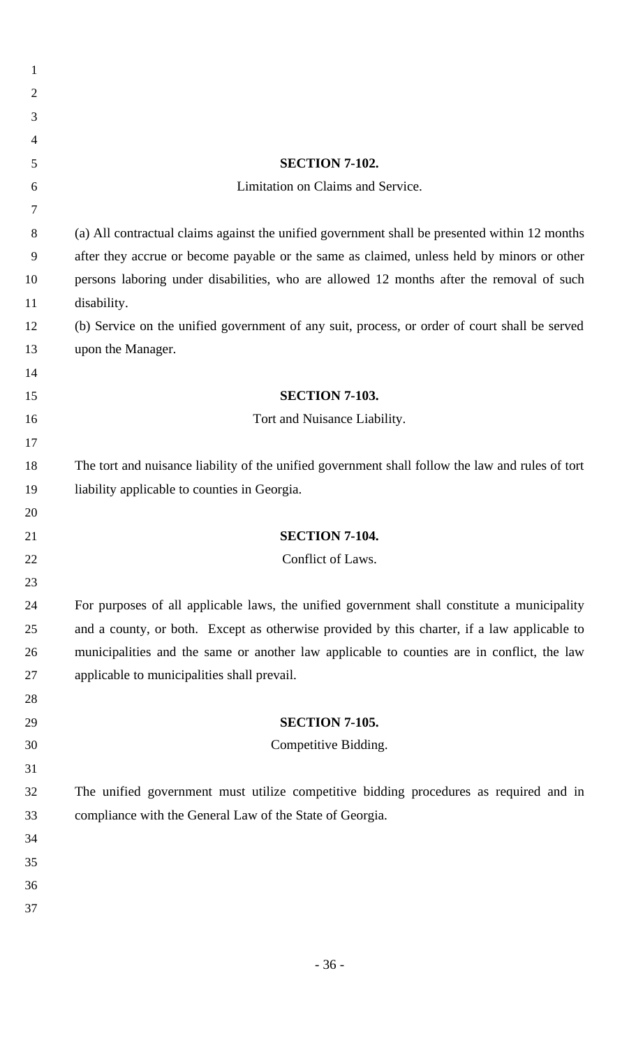**SECTION 7-102.**

Limitation on Claims and Service.

(a) All contractual claims against the unified government shall be presented within 12 months after they accrue or become payable or the same as claimed, unless held by minors or other persons laboring under disabilities, who are allowed 12 months after the removal of such disability.

(b) Service on the unified government of any suit, process, or order of court shall be served upon the Manager.

**SECTION 7-103.**

Tort and Nuisance Liability.

The tort and nuisance liability of the unified government shall follow the law and rules of tort liability applicable to counties in Georgia.

**SECTION 7-104.**

Conflict of Laws.

For purposes of all applicable laws, the unified government shall constitute a municipality and a county, or both. Except as otherwise provided by this charter, if a law applicable to municipalities and the same or another law applicable to counties are in conflict, the law applicable to municipalities shall prevail.

**SECTION 7-105.**

Competitive Bidding.

The unified government must utilize competitive bidding procedures as required and in compliance with the General Law of the State of Georgia.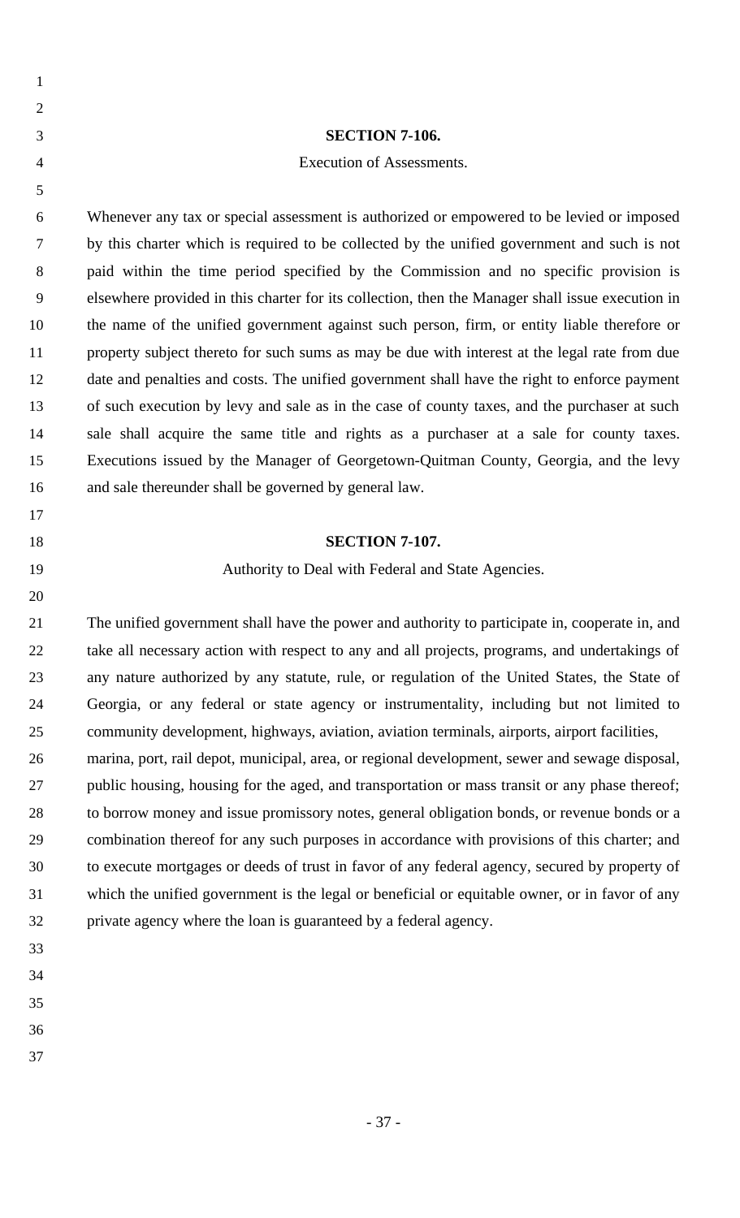**SECTION 7-106.**

Execution of Assessments.

Whenever any tax or special assessment is authorized or empowered to be levied or imposed by this charter which is required to be collected by the unified government and such is not paid within the time period specified by the Commission and no specific provision is elsewhere provided in this charter for its collection, then the Manager shall issue execution in the name of the unified government against such person, firm, or entity liable therefore or property subject thereto for such sums as may be due with interest at the legal rate from due date and penalties and costs. The unified government shall have the right to enforce payment of such execution by levy and sale as in the case of county taxes, and the purchaser at such sale shall acquire the same title and rights as a purchaser at a sale for county taxes. Executions issued by the Manager of Georgetown-Quitman County, Georgia, and the levy and sale thereunder shall be governed by general law.

**SECTION 7-107.**

Authority to Deal with Federal and State Agencies.

The unified government shall have the power and authority to participate in, cooperate in, and take all necessary action with respect to any and all projects, programs, and undertakings of any nature authorized by any statute, rule, or regulation of the United States, the State of Georgia, or any federal or state agency or instrumentality, including but not limited to community development, highways, aviation, aviation terminals, airports, airport facilities, marina, port, rail depot, municipal, area, or regional development, sewer and sewage disposal, public housing, housing for the aged, and transportation or mass transit or any phase thereof; to borrow money and issue promissory notes, general obligation bonds, or revenue bonds or a combination thereof for any such purposes in accordance with provisions of this charter; and to execute mortgages or deeds of trust in favor of any federal agency, secured by property of which the unified government is the legal or beneficial or equitable owner, or in favor of any private agency where the loan is guaranteed by a federal agency.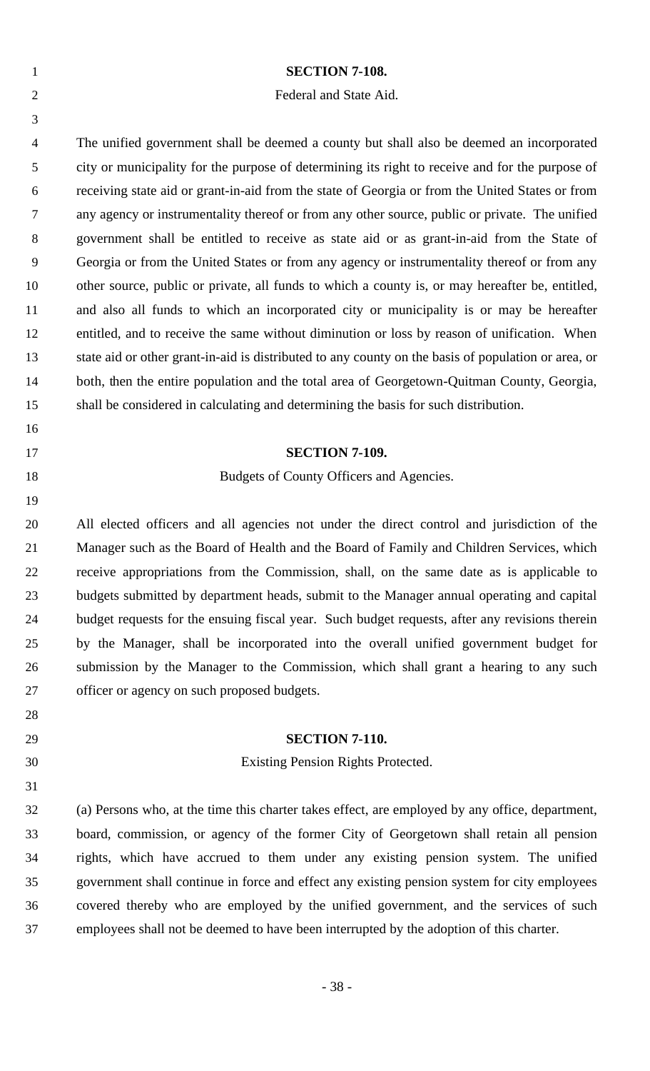**SECTION 7-108.**

Federal and State Aid.

The unified government shall be deemed a county but shall also be deemed an incorporated city or municipality for the purpose of determining its right to receive and for the purpose of receiving state aid or grant-in-aid from the state of Georgia or from the United States or from any agency or instrumentality thereof or from any other source, public or private. The unified government shall be entitled to receive as state aid or as grant-in-aid from the State of Georgia or from the United States or from any agency or instrumentality thereof or from any other source, public or private, all funds to which a county is, or may hereafter be, entitled, and also all funds to which an incorporated city or municipality is or may be hereafter entitled, and to receive the same without diminution or loss by reason of unification. When state aid or other grant-in-aid is distributed to any county on the basis of population or area, or both, then the entire population and the total area of Georgetown-Quitman County, Georgia, shall be considered in calculating and determining the basis for such distribution.

**SECTION 7-109.**

Budgets of County Officers and Agencies.

All elected officers and all agencies not under the direct control and jurisdiction of the Manager such as the Board of Health and the Board of Family and Children Services, which receive appropriations from the Commission, shall, on the same date as is applicable to budgets submitted by department heads, submit to the Manager annual operating and capital budget requests for the ensuing fiscal year. Such budget requests, after any revisions therein by the Manager, shall be incorporated into the overall unified government budget for submission by the Manager to the Commission, which shall grant a hearing to any such officer or agency on such proposed budgets.

**SECTION 7-110.**

Existing Pension Rights Protected.

(a) Persons who, at the time this charter takes effect, are employed by any office, department, board, commission, or agency of the former City of Georgetown shall retain all pension rights, which have accrued to them under any existing pension system. The unified government shall continue in force and effect any existing pension system for city employees covered thereby who are employed by the unified government, and the services of such employees shall not be deemed to have been interrupted by the adoption of this charter.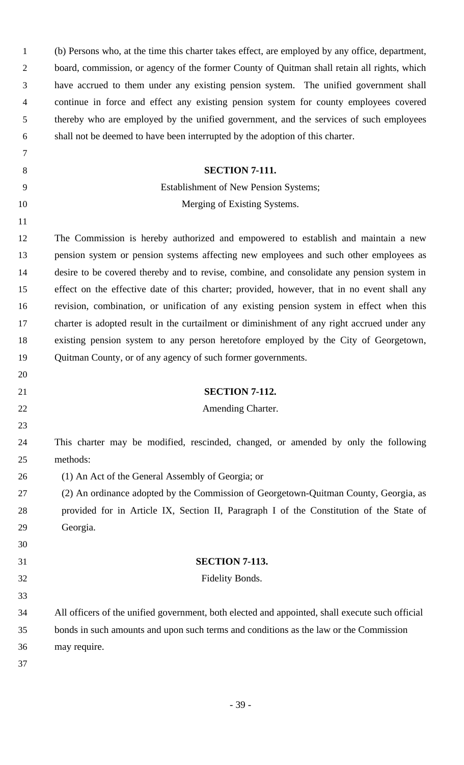(b) Persons who, at the time this charter takes effect, are employed by any office, department, board, commission, or agency of the former County of Quitman shall retain all rights, which have accrued to them under any existing pension system. The unified government shall continue in force and effect any existing pension system for county employees covered thereby who are employed by the unified government, and the services of such employees shall not be deemed to have been interrupted by the adoption of this charter.

**SECTION 7-111.**

Establishment of New Pension Systems;
Merging of Existing Systems.

The Commission is hereby authorized and empowered to establish and maintain a new pension system or pension systems affecting new employees and such other employees as desire to be covered thereby and to revise, combine, and consolidate any pension system in effect on the effective date of this charter; provided, however, that in no event shall any revision, combination, or unification of any existing pension system in effect when this charter is adopted result in the curtailment or diminishment of any right accrued under any existing pension system to any person heretofore employed by the City of Georgetown, Quitman County, or of any agency of such former governments.

**SECTION 7-112.**

Amending Charter.

This charter may be modified, rescinded, changed, or amended by only the following methods:

(1) An Act of the General Assembly of Georgia; or

(2) An ordinance adopted by the Commission of Georgetown-Quitman County, Georgia, as provided for in Article IX, Section II, Paragraph I of the Constitution of the State of Georgia.

**SECTION 7-113.**

Fidelity Bonds.

All officers of the unified government, both elected and appointed, shall execute such official bonds in such amounts and upon such terms and conditions as the law or the Commission may require.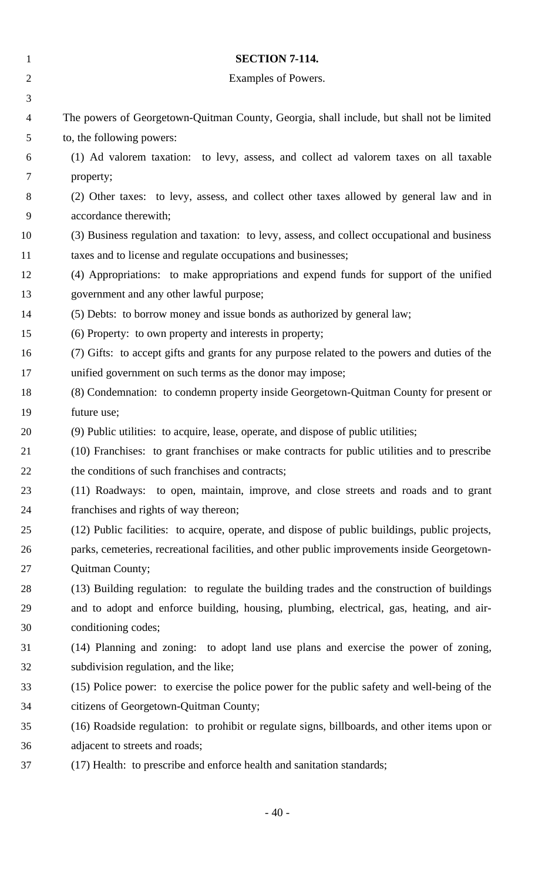**SECTION 7-114.**

Examples of Powers.

The powers of Georgetown-Quitman County, Georgia, shall include, but shall not be limited to, the following powers:

(1) Ad valorem taxation: to levy, assess, and collect ad valorem taxes on all taxable property;

(2) Other taxes: to levy, assess, and collect other taxes allowed by general law and in accordance therewith;

(3) Business regulation and taxation: to levy, assess, and collect occupational and business taxes and to license and regulate occupations and businesses;

(4) Appropriations: to make appropriations and expend funds for support of the unified government and any other lawful purpose;

(5) Debts: to borrow money and issue bonds as authorized by general law;

(6) Property: to own property and interests in property;

(7) Gifts: to accept gifts and grants for any purpose related to the powers and duties of the unified government on such terms as the donor may impose;

(8) Condemnation: to condemn property inside Georgetown-Quitman County for present or future use;

(9) Public utilities: to acquire, lease, operate, and dispose of public utilities;

(10) Franchises: to grant franchises or make contracts for public utilities and to prescribe the conditions of such franchises and contracts;

(11) Roadways: to open, maintain, improve, and close streets and roads and to grant franchises and rights of way thereon;

(12) Public facilities: to acquire, operate, and dispose of public buildings, public projects, parks, cemeteries, recreational facilities, and other public improvements inside Georgetown-Quitman County;

(13) Building regulation: to regulate the building trades and the construction of buildings and to adopt and enforce building, housing, plumbing, electrical, gas, heating, and air-conditioning codes;

(14) Planning and zoning: to adopt land use plans and exercise the power of zoning, subdivision regulation, and the like;

(15) Police power: to exercise the police power for the public safety and well-being of the citizens of Georgetown-Quitman County;

(16) Roadside regulation: to prohibit or regulate signs, billboards, and other items upon or adjacent to streets and roads;

(17) Health: to prescribe and enforce health and sanitation standards;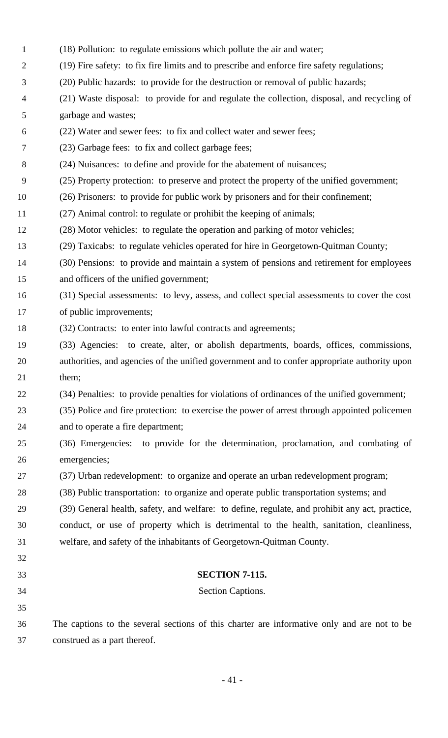(18) Pollution: to regulate emissions which pollute the air and water;

(19) Fire safety: to fix fire limits and to prescribe and enforce fire safety regulations;

(20) Public hazards: to provide for the destruction or removal of public hazards;

(21) Waste disposal: to provide for and regulate the collection, disposal, and recycling of garbage and wastes;

(22) Water and sewer fees: to fix and collect water and sewer fees;

(23) Garbage fees: to fix and collect garbage fees;

(24) Nuisances: to define and provide for the abatement of nuisances;

(25) Property protection: to preserve and protect the property of the unified government;

(26) Prisoners: to provide for public work by prisoners and for their confinement;

(27) Animal control: to regulate or prohibit the keeping of animals;

(28) Motor vehicles: to regulate the operation and parking of motor vehicles;

(29) Taxicabs: to regulate vehicles operated for hire in Georgetown-Quitman County;

(30) Pensions: to provide and maintain a system of pensions and retirement for employees and officers of the unified government;

(31) Special assessments: to levy, assess, and collect special assessments to cover the cost of public improvements;

(32) Contracts: to enter into lawful contracts and agreements;

(33) Agencies: to create, alter, or abolish departments, boards, offices, commissions, authorities, and agencies of the unified government and to confer appropriate authority upon them;

(34) Penalties: to provide penalties for violations of ordinances of the unified government;

(35) Police and fire protection: to exercise the power of arrest through appointed policemen and to operate a fire department;

(36) Emergencies: to provide for the determination, proclamation, and combating of emergencies;

(37) Urban redevelopment: to organize and operate an urban redevelopment program;

(38) Public transportation: to organize and operate public transportation systems; and

(39) General health, safety, and welfare: to define, regulate, and prohibit any act, practice, conduct, or use of property which is detrimental to the health, sanitation, cleanliness, welfare, and safety of the inhabitants of Georgetown-Quitman County.

## SECTION 7-115.

Section Captions.

The captions to the several sections of this charter are informative only and are not to be construed as a part thereof.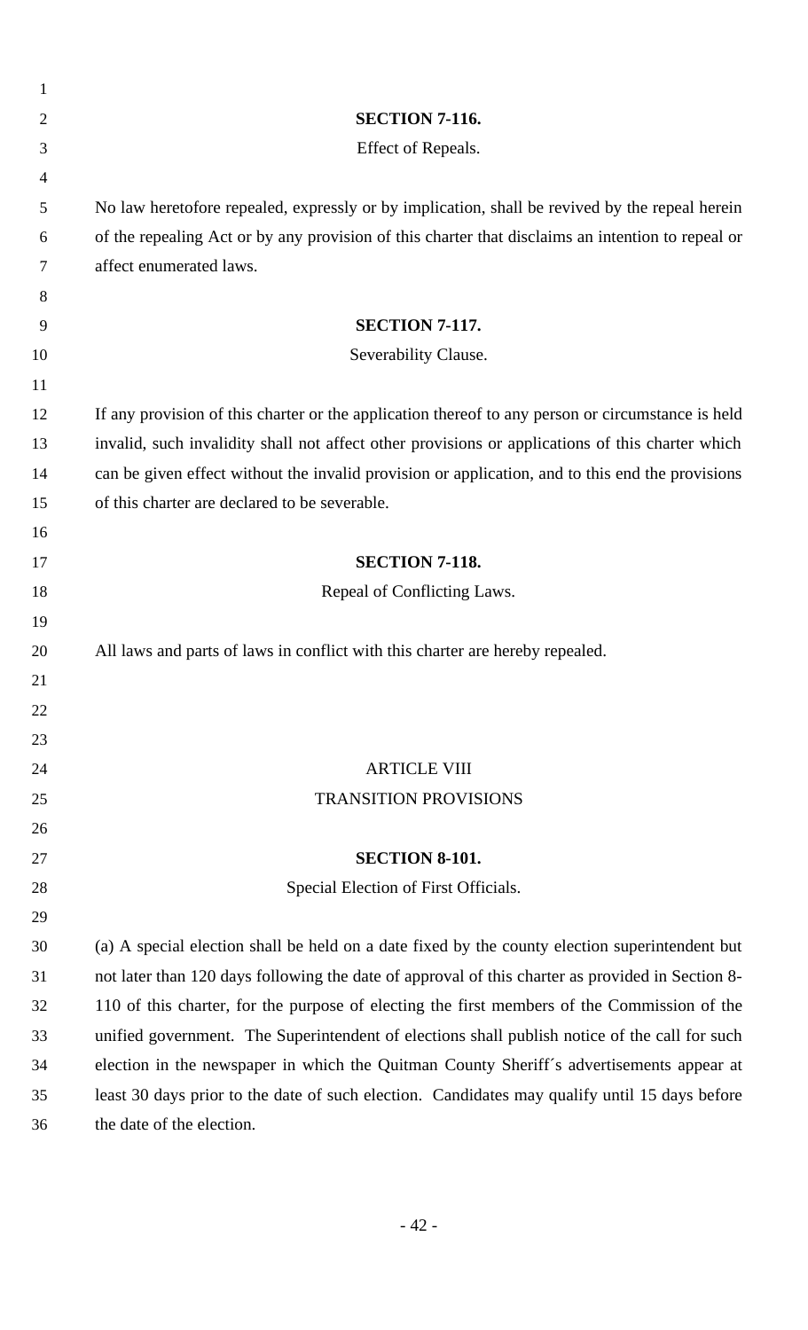### SECTION 7-116.

Effect of Repeals.

No law heretofore repealed, expressly or by implication, shall be revived by the repeal herein of the repealing Act or by any provision of this charter that disclaims an intention to repeal or affect enumerated laws.

### SECTION 7-117.

Severability Clause.

If any provision of this charter or the application thereof to any person or circumstance is held invalid, such invalidity shall not affect other provisions or applications of this charter which can be given effect without the invalid provision or application, and to this end the provisions of this charter are declared to be severable.

### SECTION 7-118.

Repeal of Conflicting Laws.

All laws and parts of laws in conflict with this charter are hereby repealed.

## ARTICLE VIII

## TRANSITION PROVISIONS

### SECTION 8-101.

Special Election of First Officials.

(a) A special election shall be held on a date fixed by the county election superintendent but not later than 120 days following the date of approval of this charter as provided in Section 8-110 of this charter, for the purpose of electing the first members of the Commission of the unified government. The Superintendent of elections shall publish notice of the call for such election in the newspaper in which the Quitman County Sheriff´s advertisements appear at least 30 days prior to the date of such election. Candidates may qualify until 15 days before the date of the election.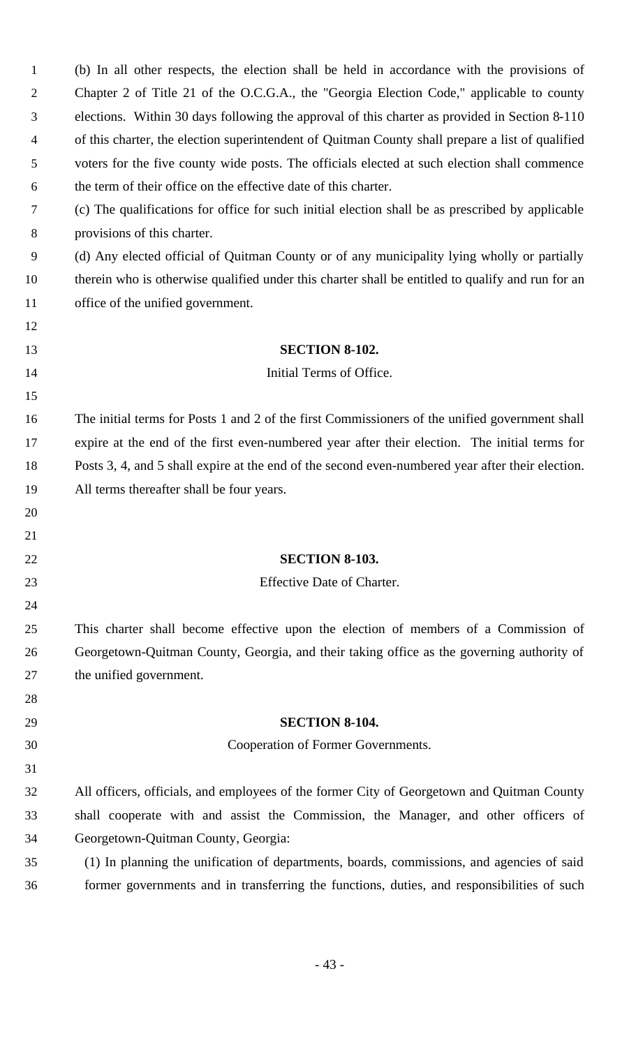(b) In all other respects, the election shall be held in accordance with the provisions of Chapter 2 of Title 21 of the O.C.G.A., the "Georgia Election Code," applicable to county elections. Within 30 days following the approval of this charter as provided in Section 8-110 of this charter, the election superintendent of Quitman County shall prepare a list of qualified voters for the five county wide posts. The officials elected at such election shall commence the term of their office on the effective date of this charter.

(c) The qualifications for office for such initial election shall be as prescribed by applicable provisions of this charter.

(d) Any elected official of Quitman County or of any municipality lying wholly or partially therein who is otherwise qualified under this charter shall be entitled to qualify and run for an office of the unified government.

**SECTION 8-102.**

Initial Terms of Office.

The initial terms for Posts 1 and 2 of the first Commissioners of the unified government shall expire at the end of the first even-numbered year after their election. The initial terms for Posts 3, 4, and 5 shall expire at the end of the second even-numbered year after their election. All terms thereafter shall be four years.

**SECTION 8-103.**

Effective Date of Charter.

This charter shall become effective upon the election of members of a Commission of Georgetown-Quitman County, Georgia, and their taking office as the governing authority of the unified government.

**SECTION 8-104.**

Cooperation of Former Governments.

All officers, officials, and employees of the former City of Georgetown and Quitman County shall cooperate with and assist the Commission, the Manager, and other officers of Georgetown-Quitman County, Georgia:

(1) In planning the unification of departments, boards, commissions, and agencies of said former governments and in transferring the functions, duties, and responsibilities of such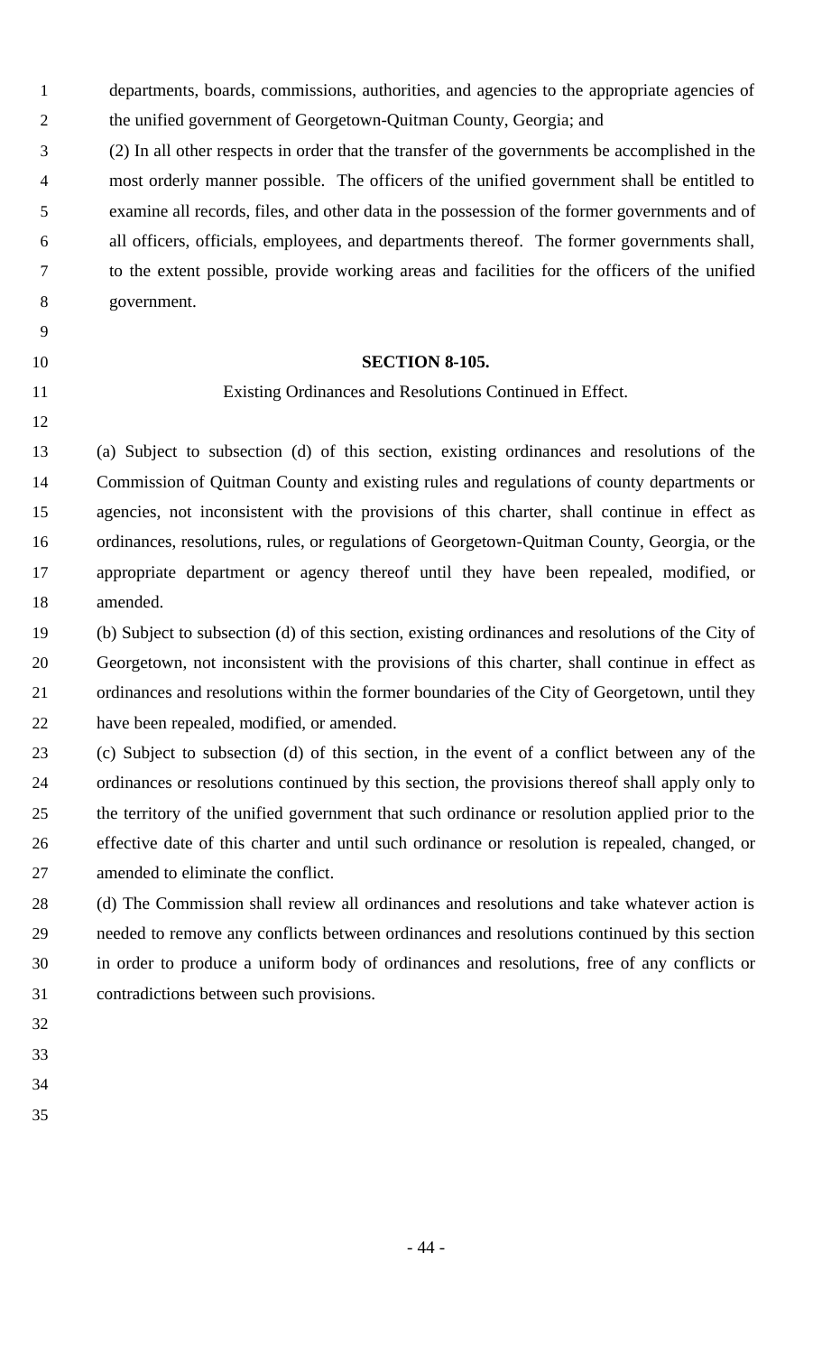departments, boards, commissions, authorities, and agencies to the appropriate agencies of the unified government of Georgetown-Quitman County, Georgia; and

(2) In all other respects in order that the transfer of the governments be accomplished in the most orderly manner possible. The officers of the unified government shall be entitled to examine all records, files, and other data in the possession of the former governments and of all officers, officials, employees, and departments thereof. The former governments shall, to the extent possible, provide working areas and facilities for the officers of the unified government.

## SECTION 8-105.

Existing Ordinances and Resolutions Continued in Effect.

(a) Subject to subsection (d) of this section, existing ordinances and resolutions of the Commission of Quitman County and existing rules and regulations of county departments or agencies, not inconsistent with the provisions of this charter, shall continue in effect as ordinances, resolutions, rules, or regulations of Georgetown-Quitman County, Georgia, or the appropriate department or agency thereof until they have been repealed, modified, or amended.

(b) Subject to subsection (d) of this section, existing ordinances and resolutions of the City of Georgetown, not inconsistent with the provisions of this charter, shall continue in effect as ordinances and resolutions within the former boundaries of the City of Georgetown, until they have been repealed, modified, or amended.

(c) Subject to subsection (d) of this section, in the event of a conflict between any of the ordinances or resolutions continued by this section, the provisions thereof shall apply only to the territory of the unified government that such ordinance or resolution applied prior to the effective date of this charter and until such ordinance or resolution is repealed, changed, or amended to eliminate the conflict.

(d) The Commission shall review all ordinances and resolutions and take whatever action is needed to remove any conflicts between ordinances and resolutions continued by this section in order to produce a uniform body of ordinances and resolutions, free of any conflicts or contradictions between such provisions.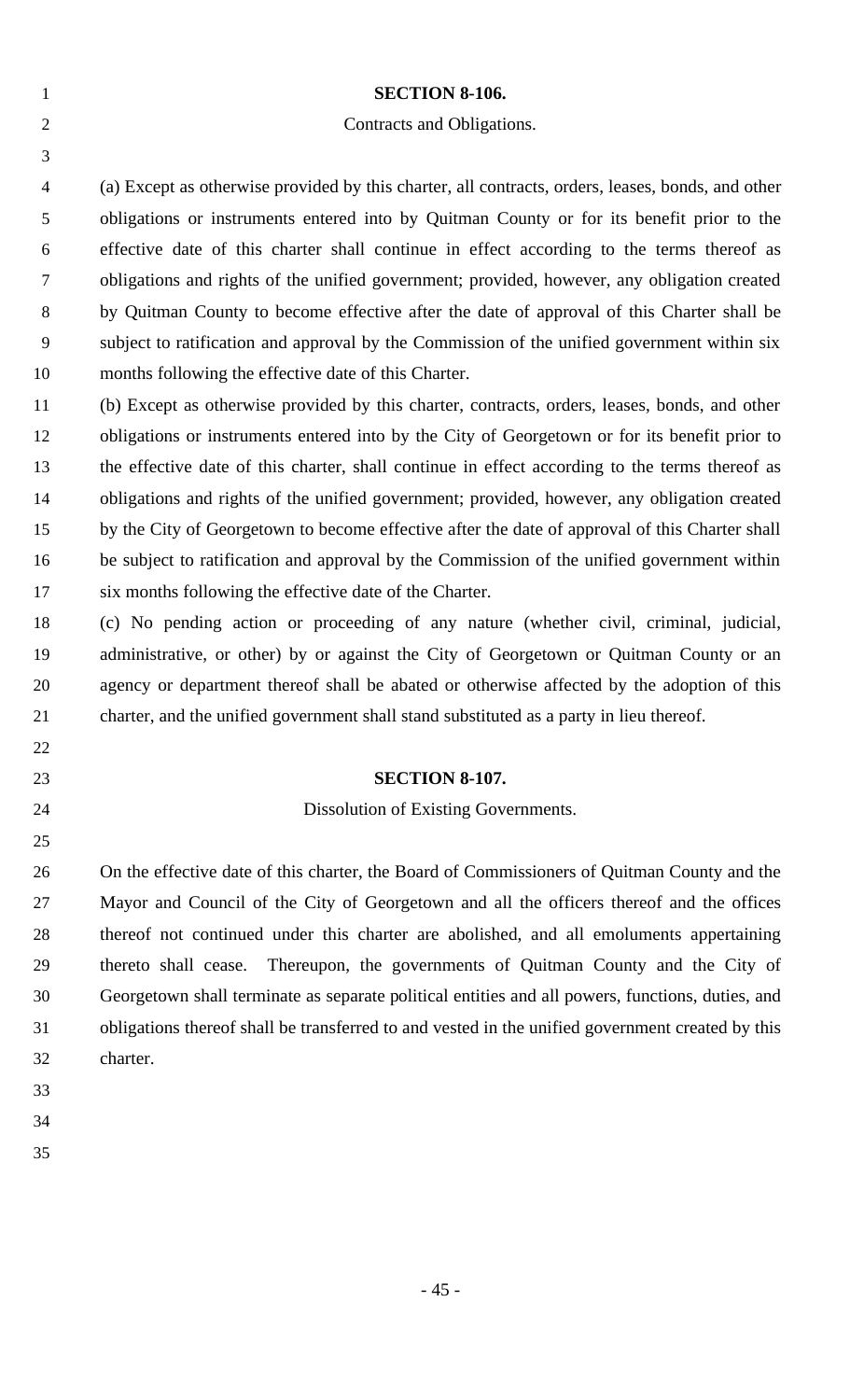## SECTION 8-106.

Contracts and Obligations.

(a) Except as otherwise provided by this charter, all contracts, orders, leases, bonds, and other obligations or instruments entered into by Quitman County or for its benefit prior to the effective date of this charter shall continue in effect according to the terms thereof as obligations and rights of the unified government; provided, however, any obligation created by Quitman County to become effective after the date of approval of this Charter shall be subject to ratification and approval by the Commission of the unified government within six months following the effective date of this Charter.

(b) Except as otherwise provided by this charter, contracts, orders, leases, bonds, and other obligations or instruments entered into by the City of Georgetown or for its benefit prior to the effective date of this charter, shall continue in effect according to the terms thereof as obligations and rights of the unified government; provided, however, any obligation created by the City of Georgetown to become effective after the date of approval of this Charter shall be subject to ratification and approval by the Commission of the unified government within six months following the effective date of the Charter.

(c) No pending action or proceeding of any nature (whether civil, criminal, judicial, administrative, or other) by or against the City of Georgetown or Quitman County or an agency or department thereof shall be abated or otherwise affected by the adoption of this charter, and the unified government shall stand substituted as a party in lieu thereof.

## SECTION 8-107.

Dissolution of Existing Governments.

On the effective date of this charter, the Board of Commissioners of Quitman County and the Mayor and Council of the City of Georgetown and all the officers thereof and the offices thereof not continued under this charter are abolished, and all emoluments appertaining thereto shall cease. Thereupon, the governments of Quitman County and the City of Georgetown shall terminate as separate political entities and all powers, functions, duties, and obligations thereof shall be transferred to and vested in the unified government created by this charter.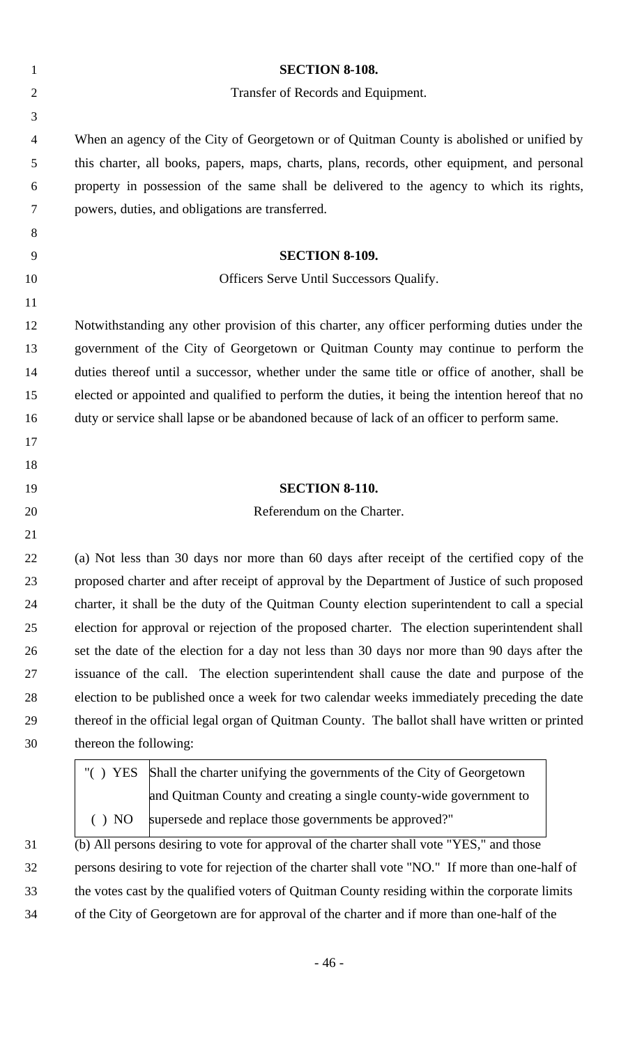**SECTION 8-108.**

Transfer of Records and Equipment.

When an agency of the City of Georgetown or of Quitman County is abolished or unified by this charter, all books, papers, maps, charts, plans, records, other equipment, and personal property in possession of the same shall be delivered to the agency to which its rights, powers, duties, and obligations are transferred.

**SECTION 8-109.**

Officers Serve Until Successors Qualify.

Notwithstanding any other provision of this charter, any officer performing duties under the government of the City of Georgetown or Quitman County may continue to perform the duties thereof until a successor, whether under the same title or office of another, shall be elected or appointed and qualified to perform the duties, it being the intention hereof that no duty or service shall lapse or be abandoned because of lack of an officer to perform same.

**SECTION 8-110.**

Referendum on the Charter.

(a) Not less than 30 days nor more than 60 days after receipt of the certified copy of the proposed charter and after receipt of approval by the Department of Justice of such proposed charter, it shall be the duty of the Quitman County election superintendent to call a special election for approval or rejection of the proposed charter. The election superintendent shall set the date of the election for a day not less than 30 days nor more than 90 days after the issuance of the call. The election superintendent shall cause the date and purpose of the election to be published once a week for two calendar weeks immediately preceding the date thereof in the official legal organ of Quitman County. The ballot shall have written or printed thereon the following:

| | |
|---|---|
| "( ) YES | Shall the charter unifying the governments of the City of Georgetown and Quitman County and creating a single county-wide government to |
| ( ) NO | supersede and replace those governments be approved?" |

(b) All persons desiring to vote for approval of the charter shall vote "YES," and those persons desiring to vote for rejection of the charter shall vote "NO." If more than one-half of the votes cast by the qualified voters of Quitman County residing within the corporate limits of the City of Georgetown are for approval of the charter and if more than one-half of the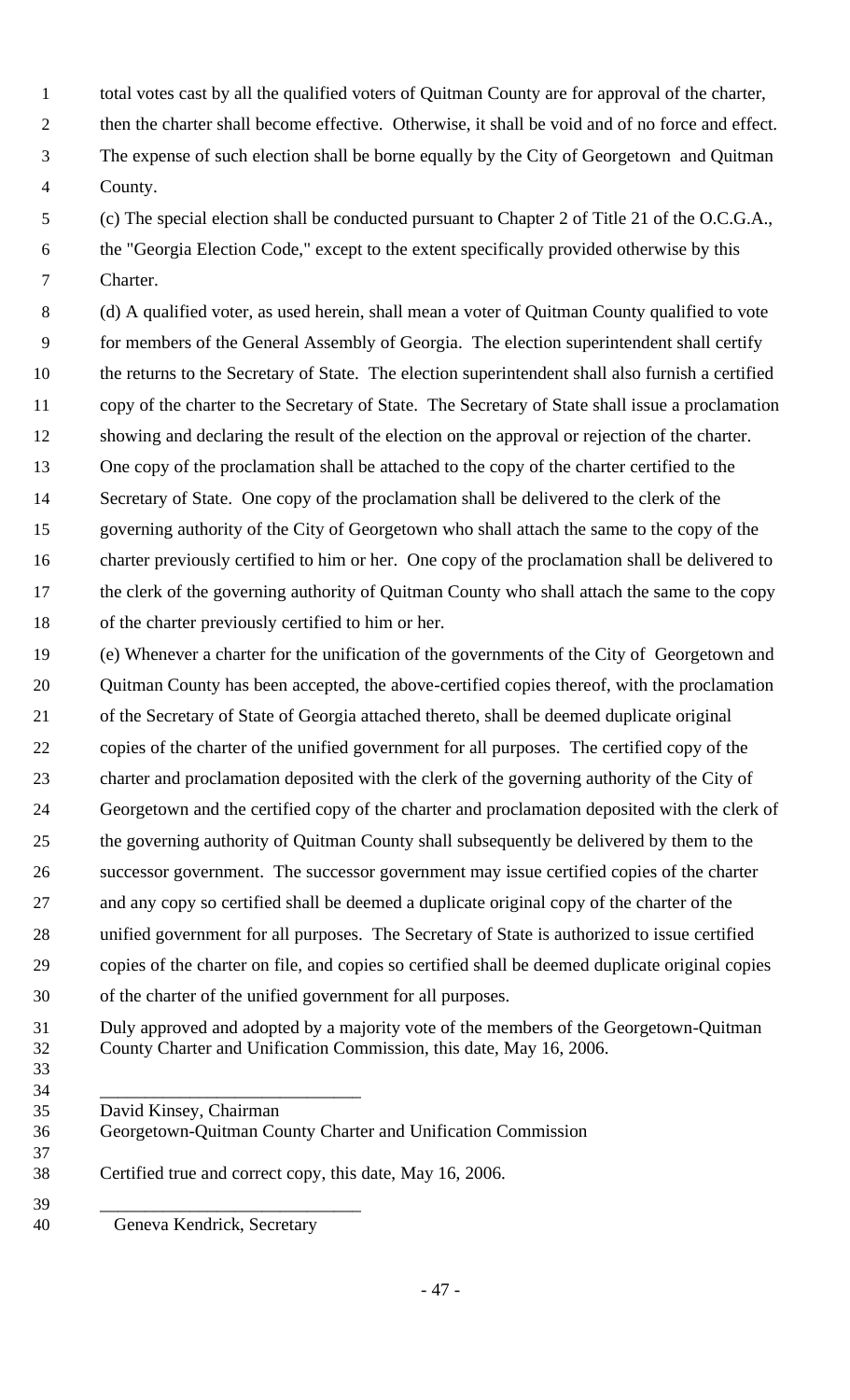total votes cast by all the qualified voters of Quitman County are for approval of the charter, then the charter shall become effective. Otherwise, it shall be void and of no force and effect. The expense of such election shall be borne equally by the City of Georgetown and Quitman County.

(c) The special election shall be conducted pursuant to Chapter 2 of Title 21 of the O.C.G.A., the "Georgia Election Code," except to the extent specifically provided otherwise by this Charter.

(d) A qualified voter, as used herein, shall mean a voter of Quitman County qualified to vote for members of the General Assembly of Georgia. The election superintendent shall certify the returns to the Secretary of State. The election superintendent shall also furnish a certified copy of the charter to the Secretary of State. The Secretary of State shall issue a proclamation showing and declaring the result of the election on the approval or rejection of the charter. One copy of the proclamation shall be attached to the copy of the charter certified to the Secretary of State. One copy of the proclamation shall be delivered to the clerk of the governing authority of the City of Georgetown who shall attach the same to the copy of the charter previously certified to him or her. One copy of the proclamation shall be delivered to the clerk of the governing authority of Quitman County who shall attach the same to the copy of the charter previously certified to him or her.

(e) Whenever a charter for the unification of the governments of the City of Georgetown and Quitman County has been accepted, the above-certified copies thereof, with the proclamation of the Secretary of State of Georgia attached thereto, shall be deemed duplicate original copies of the charter of the unified government for all purposes. The certified copy of the charter and proclamation deposited with the clerk of the governing authority of the City of Georgetown and the certified copy of the charter and proclamation deposited with the clerk of the governing authority of Quitman County shall subsequently be delivered by them to the successor government. The successor government may issue certified copies of the charter and any copy so certified shall be deemed a duplicate original copy of the charter of the unified government for all purposes. The Secretary of State is authorized to issue certified copies of the charter on file, and copies so certified shall be deemed duplicate original copies of the charter of the unified government for all purposes.

Duly approved and adopted by a majority vote of the members of the Georgetown-Quitman County Charter and Unification Commission, this date, May 16, 2006.

_____________________________
David Kinsey, Chairman
Georgetown-Quitman County Charter and Unification Commission

Certified true and correct copy, this date, May 16, 2006.

_____________________________
Geneva Kendrick, Secretary